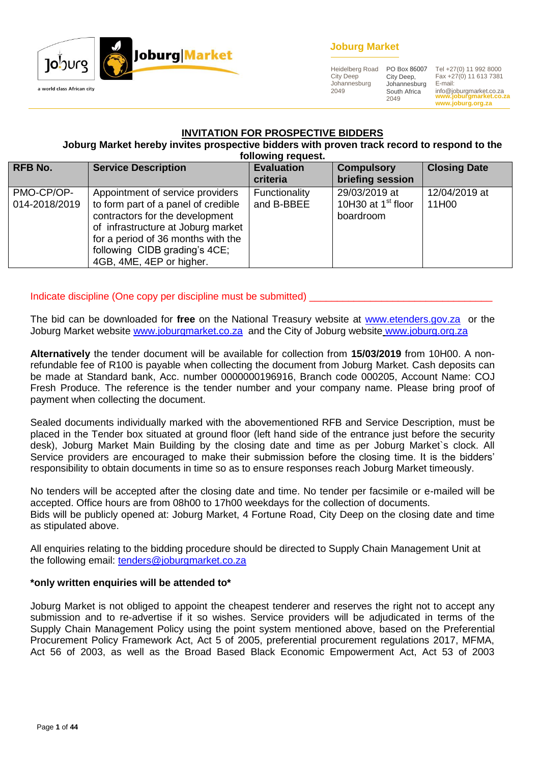**Joburg Market**

Heidelberg Road
City Deep
Johannesburg
2049

PO Box 86007
City Deep,
Johannesburg
South Africa
2049

Tel +27(0) 11 992 8000
Fax +27(0) 11 613 7381
E-mail:
info@joburgmarket.co.za
www.joburgmarket.co.za
www.joburg.org.za

a world class African city

## INVITATION FOR PROSPECTIVE BIDDERS

**Joburg Market hereby invites prospective bidders with proven track record to respond to the following request.**

| RFB No. | Service Description | Evaluation criteria | Compulsory briefing session | Closing Date |
|---|---|---|---|---|
| PMO-CP/OP-014-2018/2019 | Appointment of service providers to form part of a panel of credible contractors for the development of infrastructure at Joburg market for a period of 36 months with the following CIDB grading's 4CE; 4GB, 4ME, 4EP or higher. | Functionality and B-BBEE | 29/03/2019 at 10H30 at 1st floor boardroom | 12/04/2019 at 11H00 |

Indicate discipline (One copy per discipline must be submitted) ________________________________

The bid can be downloaded for **free** on the National Treasury website at www.etenders.gov.za or the Joburg Market website www.joburgmarket.co.za and the City of Joburg website www.joburg.org.za

**Alternatively** the tender document will be available for collection from **15/03/2019** from 10H00. A non-refundable fee of R100 is payable when collecting the document from Joburg Market. Cash deposits can be made at Standard bank, Acc. number 0000000196916, Branch code 000205, Account Name: COJ Fresh Produce. The reference is the tender number and your company name. Please bring proof of payment when collecting the document.

Sealed documents individually marked with the abovementioned RFB and Service Description, must be placed in the Tender box situated at ground floor (left hand side of the entrance just before the security desk), Joburg Market Main Building by the closing date and time as per Joburg Market`s clock. All Service providers are encouraged to make their submission before the closing time. It is the bidders' responsibility to obtain documents in time so as to ensure responses reach Joburg Market timeously.

No tenders will be accepted after the closing date and time. No tender per facsimile or e-mailed will be accepted. Office hours are from 08h00 to 17h00 weekdays for the collection of documents.
Bids will be publicly opened at: Joburg Market, 4 Fortune Road, City Deep on the closing date and time as stipulated above.

All enquiries relating to the bidding procedure should be directed to Supply Chain Management Unit at the following email: tenders@joburgmarket.co.za

**\*only written enquiries will be attended to\***

Joburg Market is not obliged to appoint the cheapest tenderer and reserves the right not to accept any submission and to re-advertise if it so wishes. Service providers will be adjudicated in terms of the Supply Chain Management Policy using the point system mentioned above, based on the Preferential Procurement Policy Framework Act, Act 5 of 2005, preferential procurement regulations 2017, MFMA, Act 56 of 2003, as well as the Broad Based Black Economic Empowerment Act, Act 53 of 2003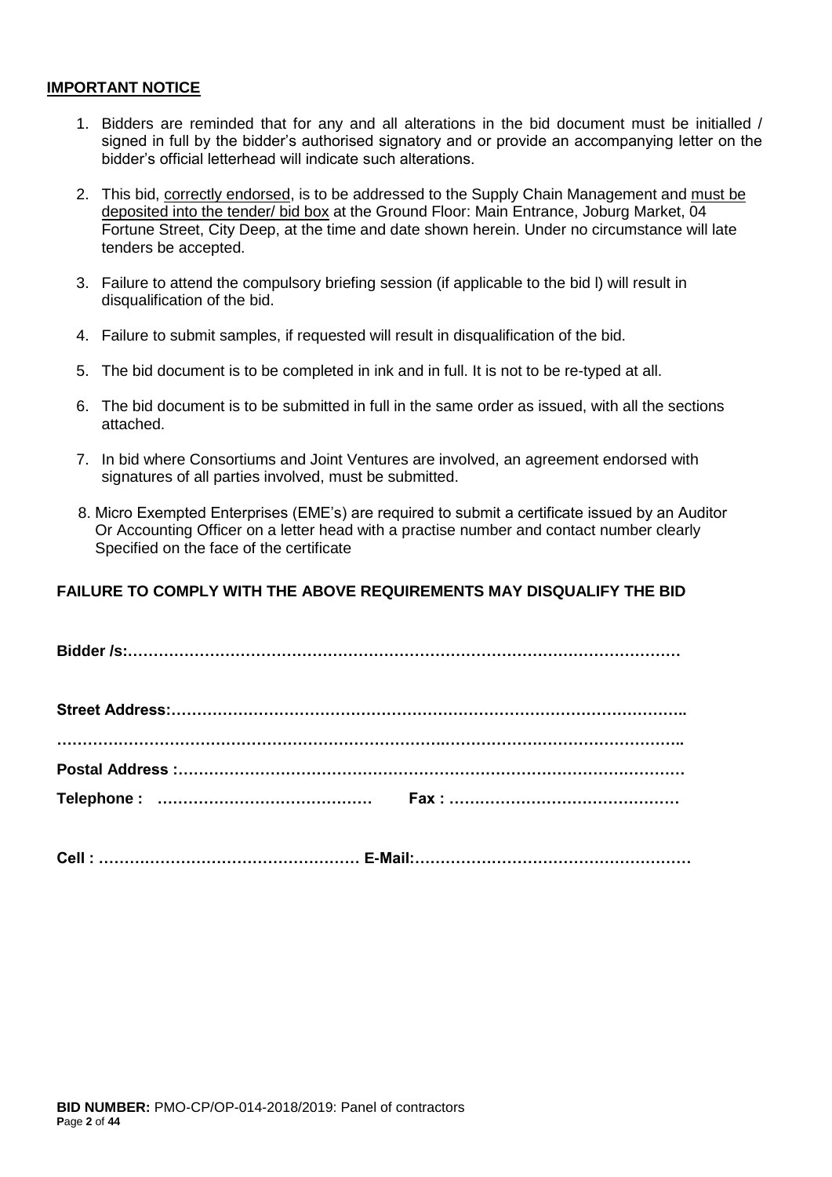**IMPORTANT NOTICE**

1. Bidders are reminded that for any and all alterations in the bid document must be initialled / signed in full by the bidder's authorised signatory and or provide an accompanying letter on the bidder's official letterhead will indicate such alterations.
2. This bid, correctly endorsed, is to be addressed to the Supply Chain Management and must be deposited into the tender/ bid box at the Ground Floor: Main Entrance, Joburg Market, 04 Fortune Street, City Deep, at the time and date shown herein. Under no circumstance will late tenders be accepted.
3. Failure to attend the compulsory briefing session (if applicable to the bid l) will result in disqualification of the bid.
4. Failure to submit samples, if requested will result in disqualification of the bid.
5. The bid document is to be completed in ink and in full. It is not to be re-typed at all.
6. The bid document is to be submitted in full in the same order as issued, with all the sections attached.
7. In bid where Consortiums and Joint Ventures are involved, an agreement endorsed with signatures of all parties involved, must be submitted.
8. Micro Exempted Enterprises (EME's) are required to submit a certificate issued by an Auditor Or Accounting Officer on a letter head with a practise number and contact number clearly Specified on the face of the certificate

**FAILURE TO COMPLY WITH THE ABOVE REQUIREMENTS MAY DISQUALIFY THE BID**

**Bidder /s:…………………………………………………………………………………………**

**Street Address:……………………………………………………………………………………..**

**……………………………………………………………………………………………………..**

**Postal Address :……………………………………………………………………………………**

**Telephone : …………………………………… Fax : ………………………………………**

**Cell : …………………………………………… E-Mail:………………………………………………**

**BID NUMBER:** PMO-CP/OP-014-2018/2019: Panel of contractors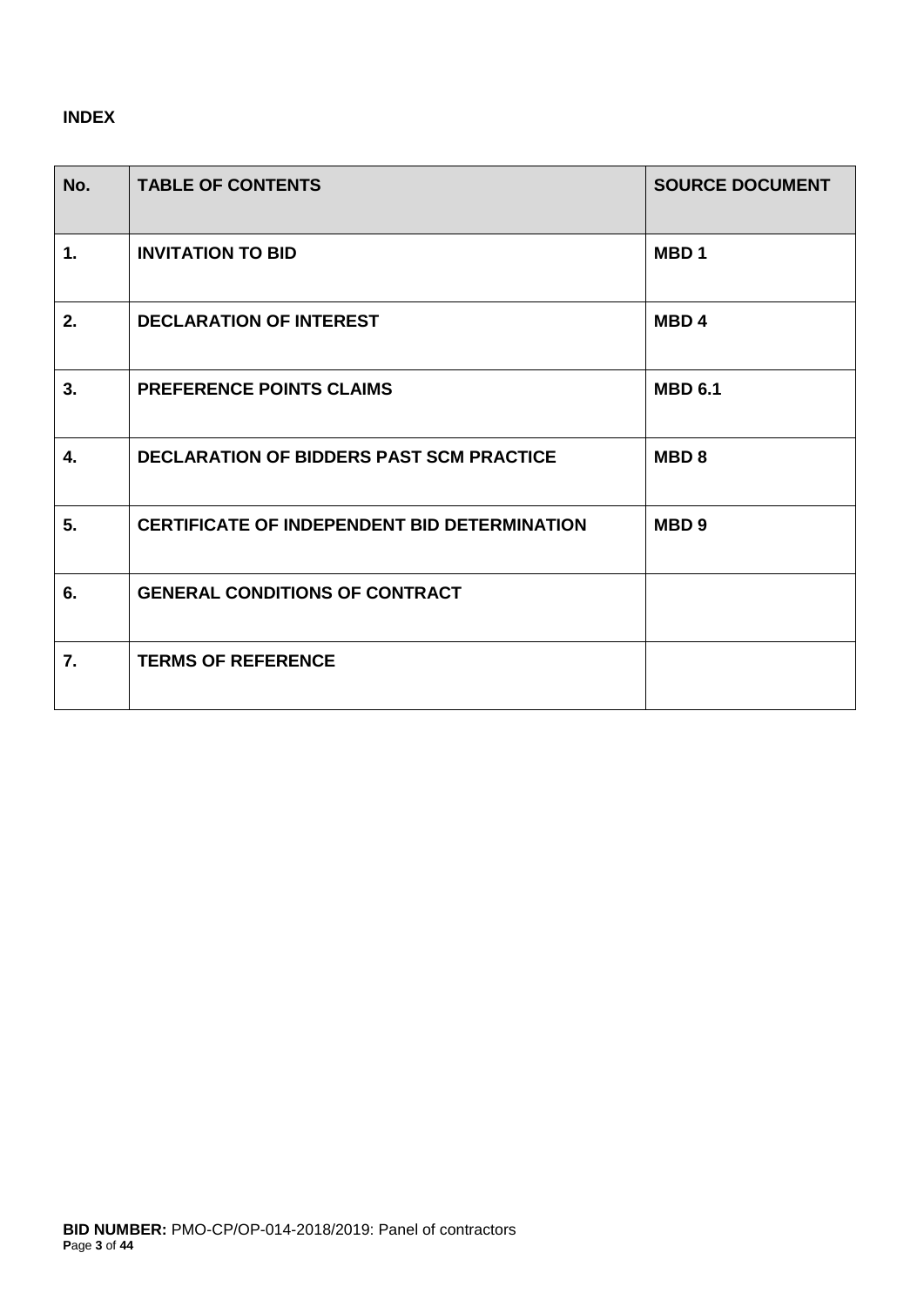**INDEX**

| No. | TABLE OF CONTENTS | SOURCE DOCUMENT |
|---|---|---|
| 1. | INVITATION TO BID | MBD 1 |
| 2. | DECLARATION OF INTEREST | MBD 4 |
| 3. | PREFERENCE POINTS CLAIMS | MBD 6.1 |
| 4. | DECLARATION OF BIDDERS PAST SCM PRACTICE | MBD 8 |
| 5. | CERTIFICATE OF INDEPENDENT BID DETERMINATION | MBD 9 |
| 6. | GENERAL CONDITIONS OF CONTRACT | |
| 7. | TERMS OF REFERENCE | |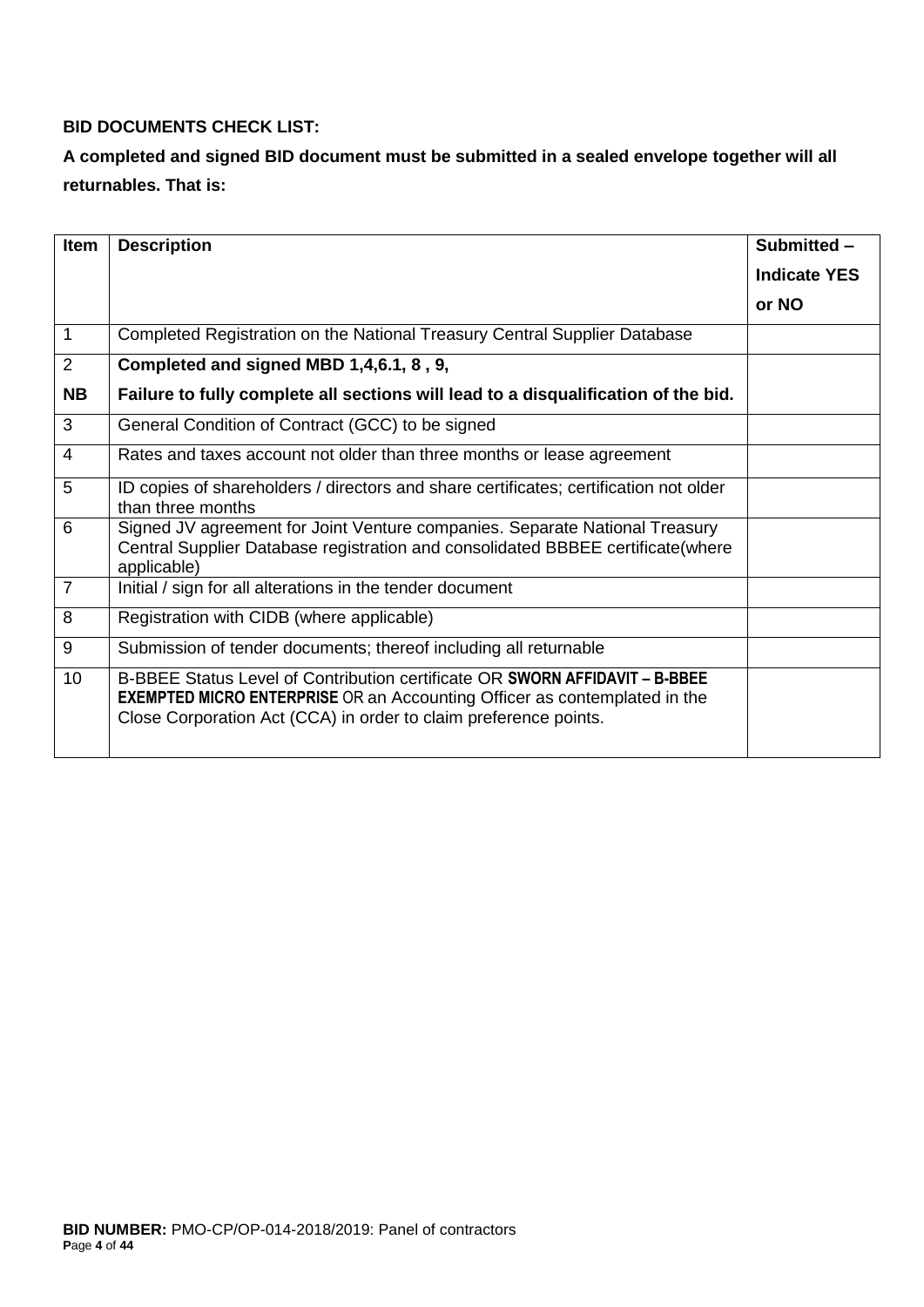**BID DOCUMENTS CHECK LIST:**

**A completed and signed BID document must be submitted in a sealed envelope together will all returnables. That is:**

| Item | Description | Submitted – Indicate YES or NO |
|---|---|---|
| 1 | Completed Registration on the National Treasury Central Supplier Database | |
| 2<br>**NB** | **Completed and signed MBD 1,4,6.1, 8 , 9,**<br>**Failure to fully complete all sections will lead to a disqualification of the bid.** | |
| 3 | General Condition of Contract (GCC) to be signed | |
| 4 | Rates and taxes account not older than three months or lease agreement | |
| 5 | ID copies of shareholders / directors and share certificates; certification not older than three months | |
| 6 | Signed JV agreement for Joint Venture companies. Separate National Treasury Central Supplier Database registration and consolidated BBBEE certificate(where applicable) | |
| 7 | Initial / sign for all alterations in the tender document | |
| 8 | Registration with CIDB (where applicable) | |
| 9 | Submission of tender documents; thereof including all returnable | |
| 10 | B-BBEE Status Level of Contribution certificate OR **SWORN AFFIDAVIT – B-BBEE EXEMPTED MICRO ENTERPRISE** OR an Accounting Officer as contemplated in the Close Corporation Act (CCA) in order to claim preference points. | |

**BID NUMBER:** PMO-CP/OP-014-2018/2019: Panel of contractors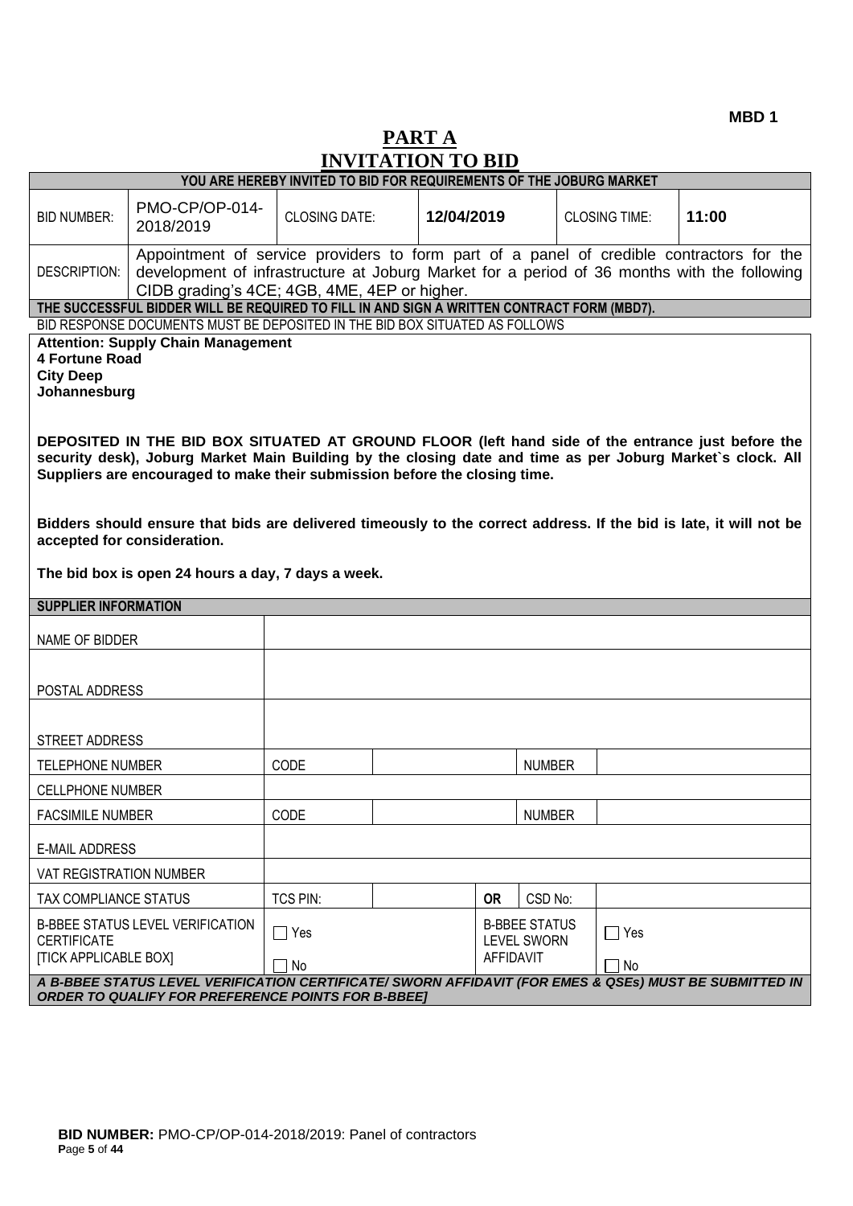**MBD 1**

# PART A
# INVITATION TO BID

| YOU ARE HEREBY INVITED TO BID FOR REQUIREMENTS OF THE JOBURG MARKET | | | | | |
|---|---|---|---|---|---|
| BID NUMBER: | PMO-CP/OP-014-2018/2019 | CLOSING DATE: | **12/04/2019** | CLOSING TIME: | **11:00** |
| DESCRIPTION: | Appointment of service providers to form part of a panel of credible contractors for the development of infrastructure at Joburg Market for a period of 36 months with the following CIDB grading's 4CE; 4GB, 4ME, 4EP or higher. | | | | |

**THE SUCCESSFUL BIDDER WILL BE REQUIRED TO FILL IN AND SIGN A WRITTEN CONTRACT FORM (MBD7).**

BID RESPONSE DOCUMENTS MUST BE DEPOSITED IN THE BID BOX SITUATED AS FOLLOWS

**Attention: Supply Chain Management**
**4 Fortune Road**
**City Deep**
**Johannesburg**

**DEPOSITED IN THE BID BOX SITUATED AT GROUND FLOOR (left hand side of the entrance just before the security desk), Joburg Market Main Building by the closing date and time as per Joburg Market`s clock. All Suppliers are encouraged to make their submission before the closing time.**

**Bidders should ensure that bids are delivered timeously to the correct address. If the bid is late, it will not be accepted for consideration.**

**The bid box is open 24 hours a day, 7 days a week.**

| SUPPLIER INFORMATION | | | | |
|---|---|---|---|---|
| NAME OF BIDDER | | | | |
| POSTAL ADDRESS | | | | |
| STREET ADDRESS | | | | |
| TELEPHONE NUMBER | CODE | | NUMBER | |
| CELLPHONE NUMBER | | | | |
| FACSIMILE NUMBER | CODE | | NUMBER | |
| E-MAIL ADDRESS | | | | |
| VAT REGISTRATION NUMBER | | | | |
| TAX COMPLIANCE STATUS | TCS PIN: | | **OR** CSD No: | |
| B-BBEE STATUS LEVEL VERIFICATION CERTIFICATE [TICK APPLICABLE BOX] | ☐ Yes ☐ No | | B-BBEE STATUS LEVEL SWORN AFFIDAVIT | ☐ Yes ☐ No |

***A B-BBEE STATUS LEVEL VERIFICATION CERTIFICATE/ SWORN AFFIDAVIT (FOR EMES & QSEs) MUST BE SUBMITTED IN ORDER TO QUALIFY FOR PREFERENCE POINTS FOR B-BBEE]***

**BID NUMBER:** PMO-CP/OP-014-2018/2019: Panel of contractors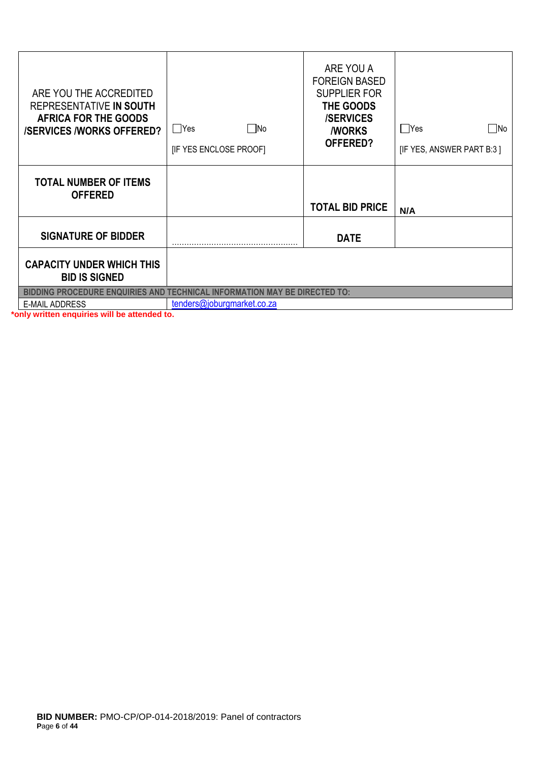| | | | |
|---|---|---|---|
| ARE YOU THE ACCREDITED REPRESENTATIVE **IN SOUTH AFRICA FOR THE GOODS /SERVICES /WORKS OFFERED?** | ☐Yes ☐No<br>[IF YES ENCLOSE PROOF] | ARE YOU A FOREIGN BASED SUPPLIER FOR **THE GOODS /SERVICES /WORKS OFFERED?** | ☐Yes ☐No<br>[IF YES, ANSWER PART B:3 ] |
| **TOTAL NUMBER OF ITEMS OFFERED** | | **TOTAL BID PRICE** | **N/A** |
| **SIGNATURE OF BIDDER** | ………………………………………… | **DATE** | |
| **CAPACITY UNDER WHICH THIS BID IS SIGNED** | | | |
| **BIDDING PROCEDURE ENQUIRIES AND TECHNICAL INFORMATION MAY BE DIRECTED TO:** | | | |
| E-MAIL ADDRESS | tenders@joburgmarket.co.za | | |

***only written enquiries will be attended to.**

**BID NUMBER:** PMO-CP/OP-014-2018/2019: Panel of contractors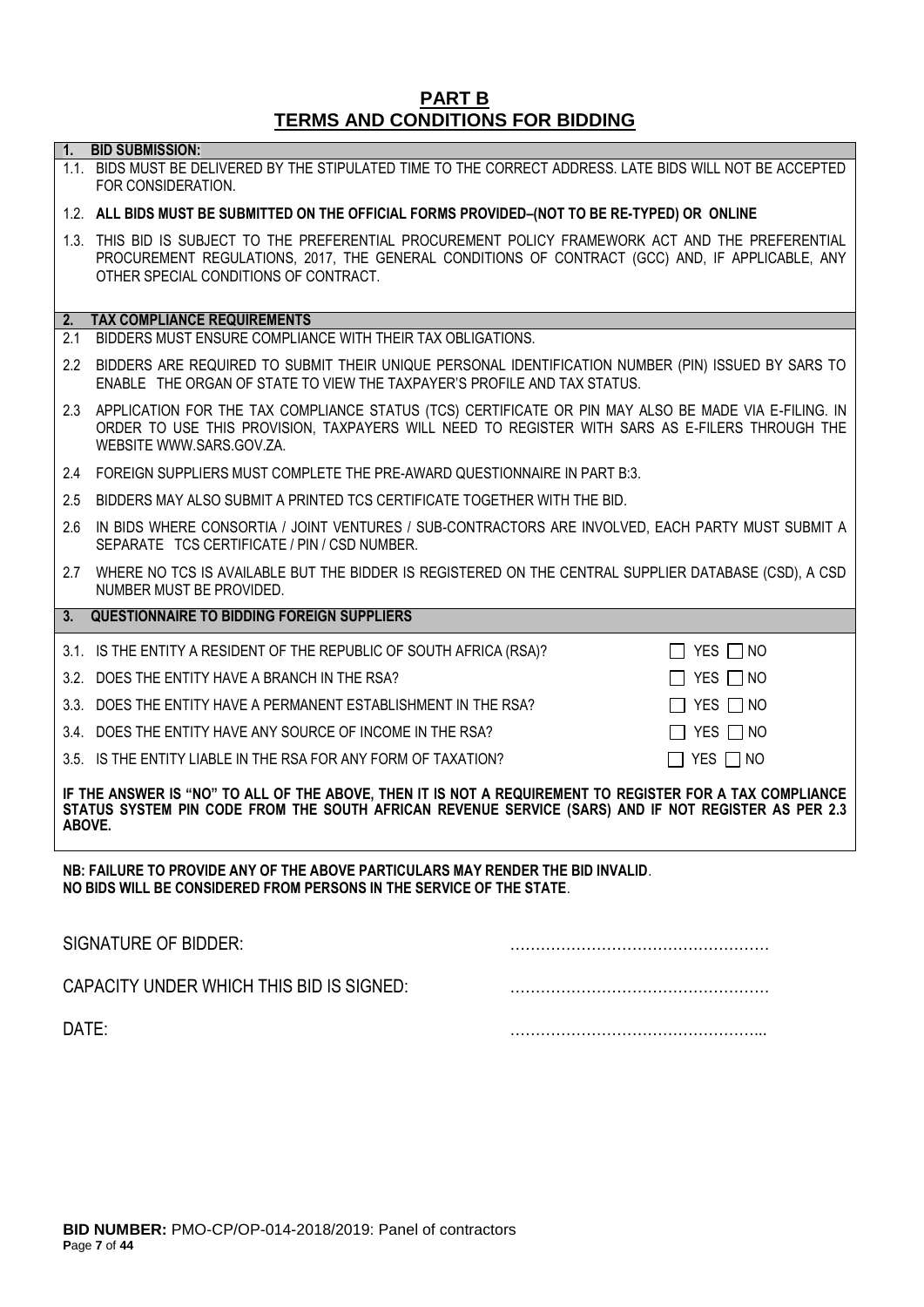# PART B
# TERMS AND CONDITIONS FOR BIDDING

**1. BID SUBMISSION:**

1.1. BIDS MUST BE DELIVERED BY THE STIPULATED TIME TO THE CORRECT ADDRESS. LATE BIDS WILL NOT BE ACCEPTED FOR CONSIDERATION.

1.2. **ALL BIDS MUST BE SUBMITTED ON THE OFFICIAL FORMS PROVIDED–(NOT TO BE RE-TYPED) OR ONLINE**

1.3. THIS BID IS SUBJECT TO THE PREFERENTIAL PROCUREMENT POLICY FRAMEWORK ACT AND THE PREFERENTIAL PROCUREMENT REGULATIONS, 2017, THE GENERAL CONDITIONS OF CONTRACT (GCC) AND, IF APPLICABLE, ANY OTHER SPECIAL CONDITIONS OF CONTRACT.

**2. TAX COMPLIANCE REQUIREMENTS**

2.1 BIDDERS MUST ENSURE COMPLIANCE WITH THEIR TAX OBLIGATIONS.

2.2 BIDDERS ARE REQUIRED TO SUBMIT THEIR UNIQUE PERSONAL IDENTIFICATION NUMBER (PIN) ISSUED BY SARS TO ENABLE THE ORGAN OF STATE TO VIEW THE TAXPAYER'S PROFILE AND TAX STATUS.

2.3 APPLICATION FOR THE TAX COMPLIANCE STATUS (TCS) CERTIFICATE OR PIN MAY ALSO BE MADE VIA E-FILING. IN ORDER TO USE THIS PROVISION, TAXPAYERS WILL NEED TO REGISTER WITH SARS AS E-FILERS THROUGH THE WEBSITE WWW.SARS.GOV.ZA.

2.4 FOREIGN SUPPLIERS MUST COMPLETE THE PRE-AWARD QUESTIONNAIRE IN PART B:3.

2.5 BIDDERS MAY ALSO SUBMIT A PRINTED TCS CERTIFICATE TOGETHER WITH THE BID.

2.6 IN BIDS WHERE CONSORTIA / JOINT VENTURES / SUB-CONTRACTORS ARE INVOLVED, EACH PARTY MUST SUBMIT A SEPARATE TCS CERTIFICATE / PIN / CSD NUMBER.

2.7 WHERE NO TCS IS AVAILABLE BUT THE BIDDER IS REGISTERED ON THE CENTRAL SUPPLIER DATABASE (CSD), A CSD NUMBER MUST BE PROVIDED.

**3. QUESTIONNAIRE TO BIDDING FOREIGN SUPPLIERS**

| | |
|---|---|
| 3.1. IS THE ENTITY A RESIDENT OF THE REPUBLIC OF SOUTH AFRICA (RSA)? | ☐ YES ☐ NO |
| 3.2. DOES THE ENTITY HAVE A BRANCH IN THE RSA? | ☐ YES ☐ NO |
| 3.3. DOES THE ENTITY HAVE A PERMANENT ESTABLISHMENT IN THE RSA? | ☐ YES ☐ NO |
| 3.4. DOES THE ENTITY HAVE ANY SOURCE OF INCOME IN THE RSA? | ☐ YES ☐ NO |
| 3.5. IS THE ENTITY LIABLE IN THE RSA FOR ANY FORM OF TAXATION? | ☐ YES ☐ NO |

**IF THE ANSWER IS "NO" TO ALL OF THE ABOVE, THEN IT IS NOT A REQUIREMENT TO REGISTER FOR A TAX COMPLIANCE STATUS SYSTEM PIN CODE FROM THE SOUTH AFRICAN REVENUE SERVICE (SARS) AND IF NOT REGISTER AS PER 2.3 ABOVE.**

**NB: FAILURE TO PROVIDE ANY OF THE ABOVE PARTICULARS MAY RENDER THE BID INVALID**.
**NO BIDS WILL BE CONSIDERED FROM PERSONS IN THE SERVICE OF THE STATE**.

SIGNATURE OF BIDDER: …………………………………………

CAPACITY UNDER WHICH THIS BID IS SIGNED: …………………………………………

DATE: …………………………………………...

**BID NUMBER:** PMO-CP/OP-014-2018/2019: Panel of contractors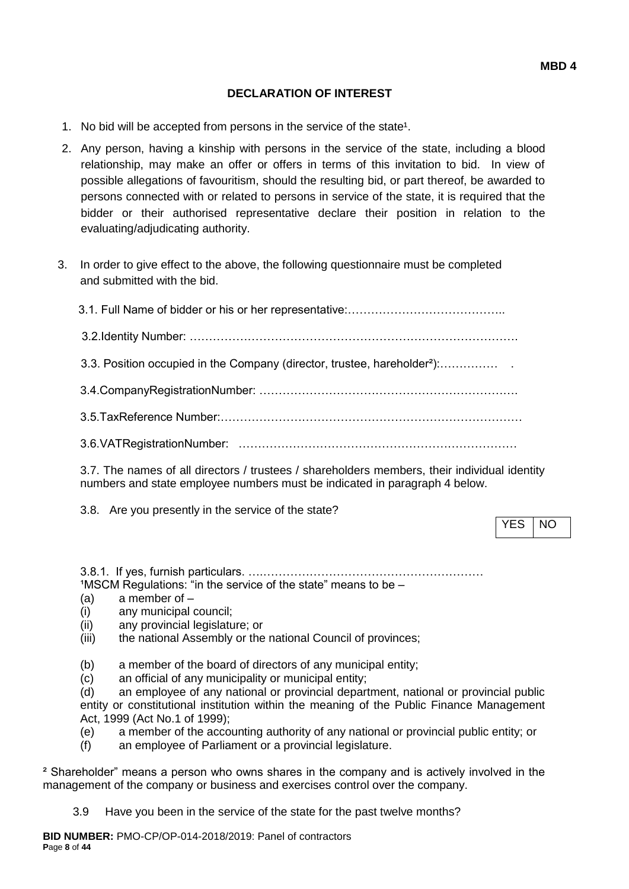**MBD 4**

**DECLARATION OF INTEREST**

1. No bid will be accepted from persons in the service of the state[1].
2. Any person, having a kinship with persons in the service of the state, including a blood relationship, may make an offer or offers in terms of this invitation to bid. In view of possible allegations of favouritism, should the resulting bid, or part thereof, be awarded to persons connected with or related to persons in service of the state, it is required that the bidder or their authorised representative declare their position in relation to the evaluating/adjudicating authority.
3. In order to give effect to the above, the following questionnaire must be completed and submitted with the bid.

3.1. Full Name of bidder or his or her representative:…………………………………..

3.2.Identity Number: ……………………………………………………………………….

3.3. Position occupied in the Company (director, trustee, hareholder[2]):…………… .

3.4.CompanyRegistrationNumber: ……………………………………………………….

3.5.TaxReference Number:……………………………………………………………………

3.6.VATRegistrationNumber: ………………………………………………………………

3.7. The names of all directors / trustees / shareholders members, their individual identity numbers and state employee numbers must be indicated in paragraph 4 below.

3.8. Are you presently in the service of the state?

| YES | NO |
|---|---|

3.8.1. If yes, furnish particulars. ….……………………………………………………

[1]MSCM Regulations: “in the service of the state” means to be –

(a) a member of –
(i) any municipal council;
(ii) any provincial legislature; or
(iii) the national Assembly or the national Council of provinces;

(b) a member of the board of directors of any municipal entity;
(c) an official of any municipality or municipal entity;
(d) an employee of any national or provincial department, national or provincial public entity or constitutional institution within the meaning of the Public Finance Management Act, 1999 (Act No.1 of 1999);
(e) a member of the accounting authority of any national or provincial public entity; or
(f) an employee of Parliament or a provincial legislature.

[2] Shareholder” means a person who owns shares in the company and is actively involved in the management of the company or business and exercises control over the company.

3.9 Have you been in the service of the state for the past twelve months?

**BID NUMBER:** PMO-CP/OP-014-2018/2019: Panel of contractors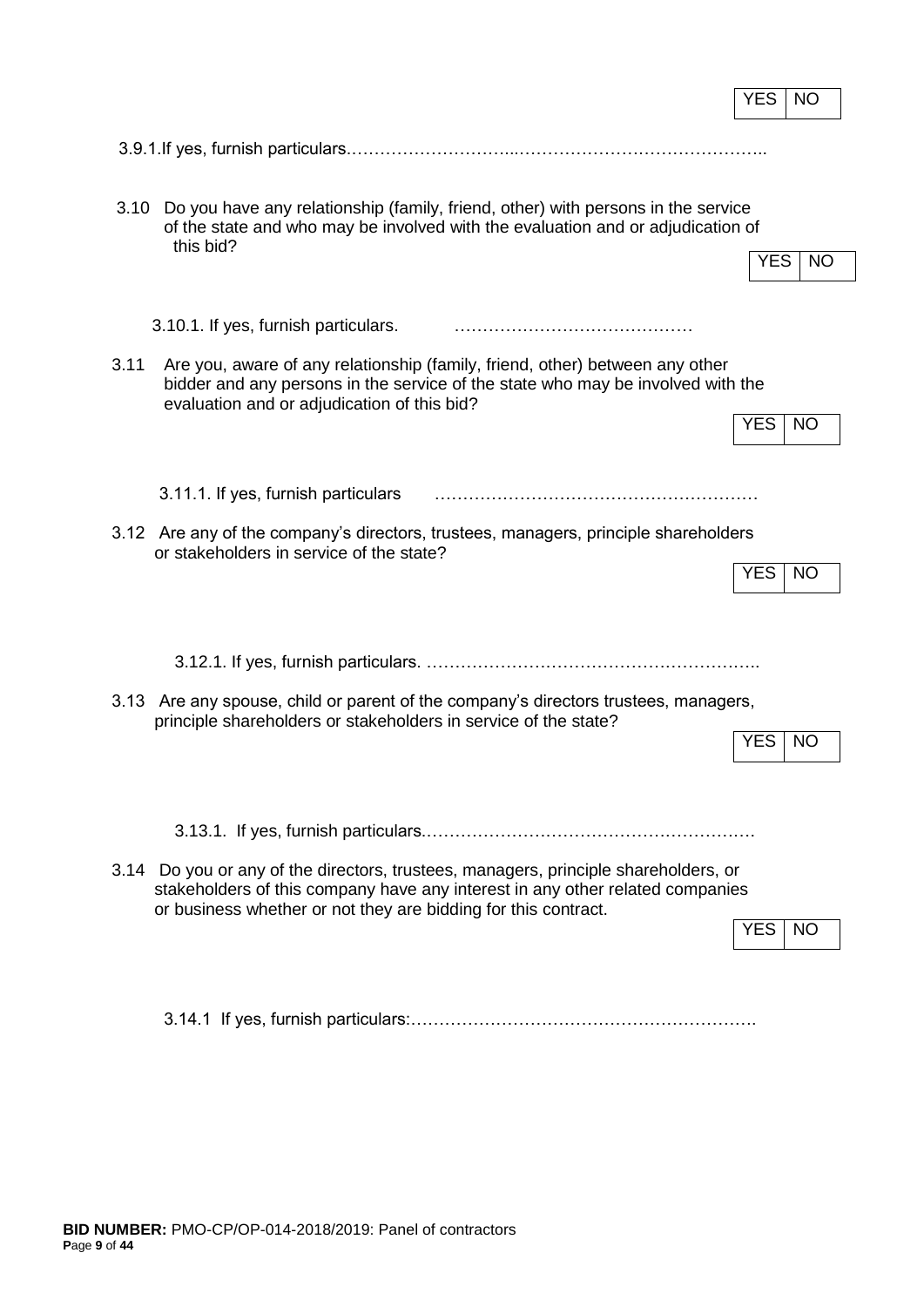| YES | NO |
|---|---|

3.9.1.If yes, furnish particulars.…………………………...……………………………………..

3.10 Do you have any relationship (family, friend, other) with persons in the service of the state and who may be involved with the evaluation and or adjudication of this bid?

| YES | NO |
|---|---|

3.10.1. If yes, furnish particulars. ……………………………………

3.11 Are you, aware of any relationship (family, friend, other) between any other bidder and any persons in the service of the state who may be involved with the evaluation and or adjudication of this bid?

| YES | NO |
|---|---|

3.11.1. If yes, furnish particulars …………………………………………………

3.12 Are any of the company's directors, trustees, managers, principle shareholders or stakeholders in service of the state?

| YES | NO |
|---|---|

3.12.1. If yes, furnish particulars. ………………………………………………………

3.13 Are any spouse, child or parent of the company's directors trustees, managers, principle shareholders or stakeholders in service of the state?

| YES | NO |
|---|---|

3.13.1. If yes, furnish particulars.…………………………………………………

3.14 Do you or any of the directors, trustees, managers, principle shareholders, or stakeholders of this company have any interest in any other related companies or business whether or not they are bidding for this contract.

| YES | NO |
|---|---|

3.14.1 If yes, furnish particulars:…………………………………………………….

**BID NUMBER:** PMO-CP/OP-014-2018/2019: Panel of contractors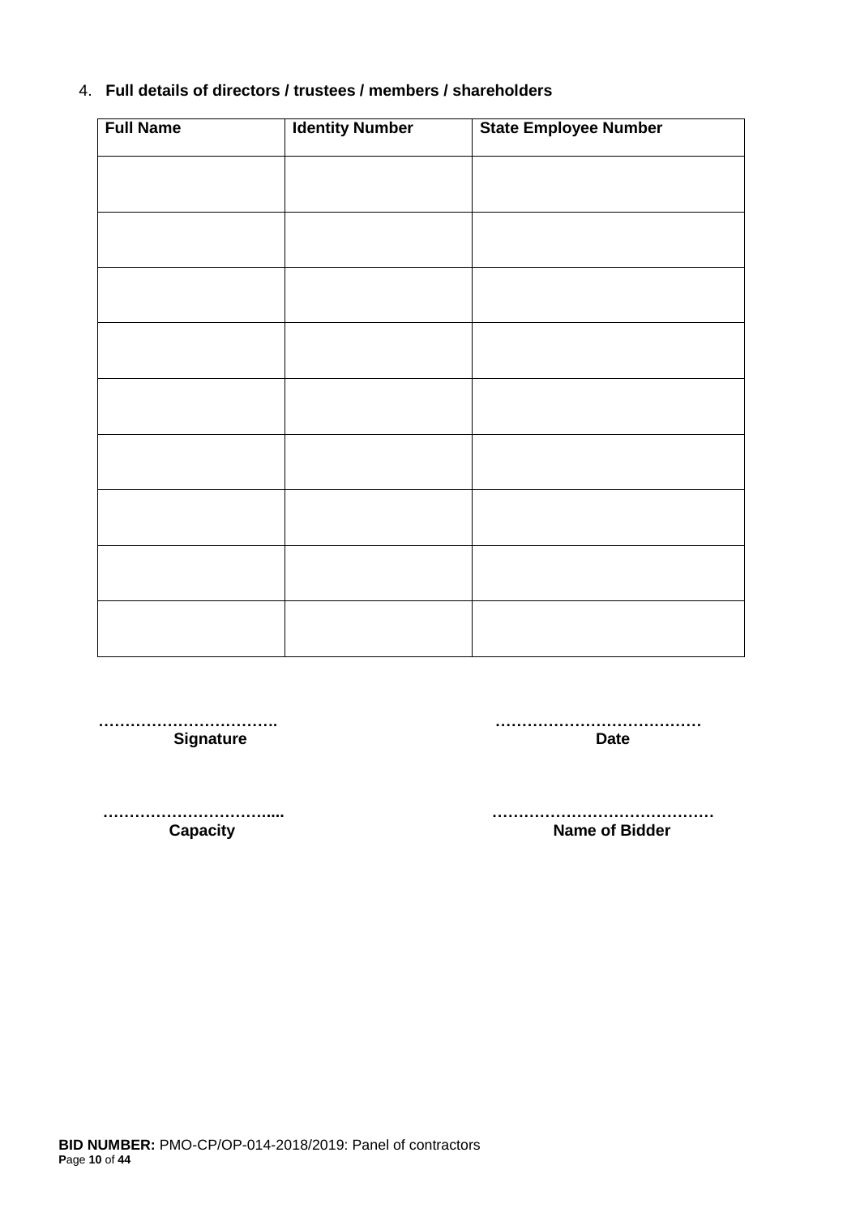4. **Full details of directors / trustees / members / shareholders**

| Full Name | Identity Number | State Employee Number |
|---|---|---|
| | | |
| | | |
| | | |
| | | |
| | | |
| | | |
| | | |
| | | |
| | | |

…………………………….
**Signature**

…………………………………
**Date**

…………………………....
**Capacity**

……………………………………
**Name of Bidder**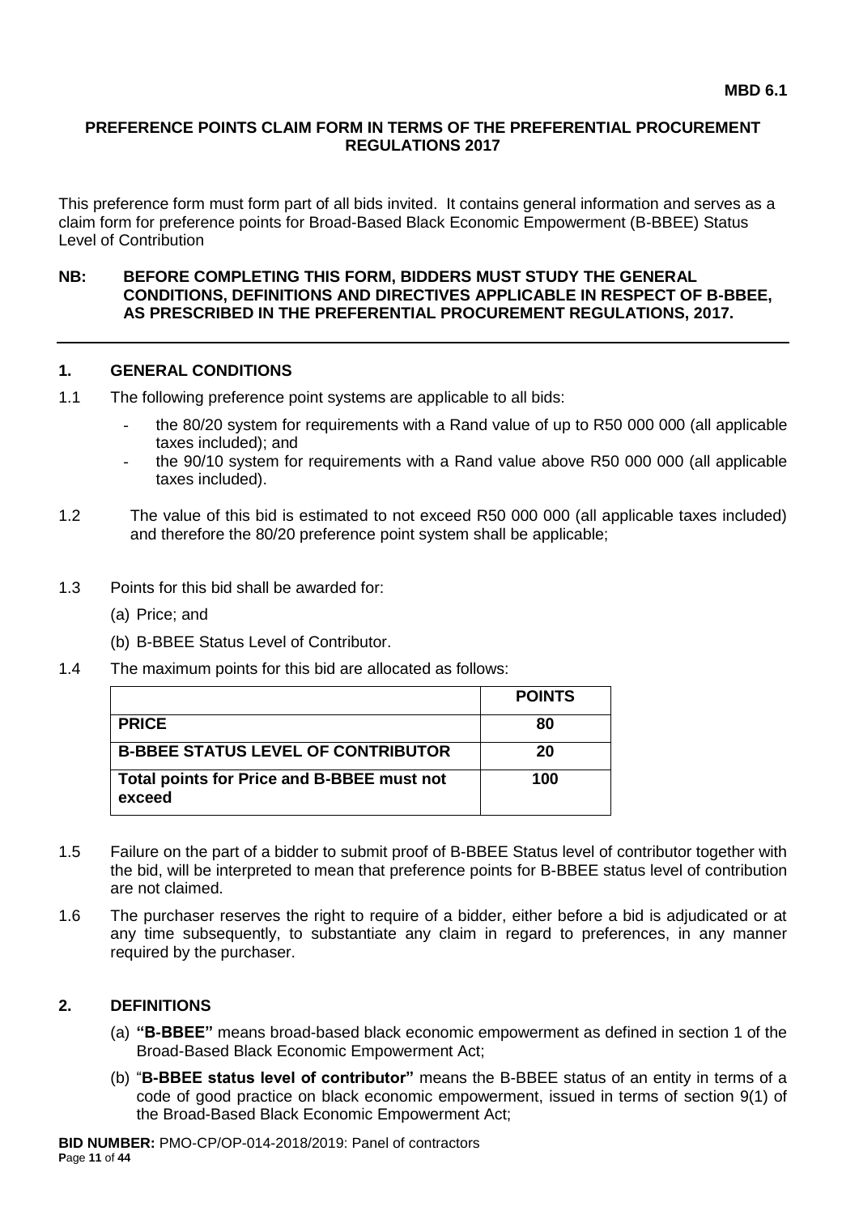**MBD 6.1**

## PREFERENCE POINTS CLAIM FORM IN TERMS OF THE PREFERENTIAL PROCUREMENT REGULATIONS 2017

This preference form must form part of all bids invited. It contains general information and serves as a claim form for preference points for Broad-Based Black Economic Empowerment (B-BBEE) Status Level of Contribution

**NB: BEFORE COMPLETING THIS FORM, BIDDERS MUST STUDY THE GENERAL CONDITIONS, DEFINITIONS AND DIRECTIVES APPLICABLE IN RESPECT OF B-BBEE, AS PRESCRIBED IN THE PREFERENTIAL PROCUREMENT REGULATIONS, 2017.**

### 1. GENERAL CONDITIONS

1.1 The following preference point systems are applicable to all bids:

- the 80/20 system for requirements with a Rand value of up to R50 000 000 (all applicable taxes included); and
- the 90/10 system for requirements with a Rand value above R50 000 000 (all applicable taxes included).

1.2 The value of this bid is estimated to not exceed R50 000 000 (all applicable taxes included) and therefore the 80/20 preference point system shall be applicable;

1.3 Points for this bid shall be awarded for:

(a) Price; and

(b) B-BBEE Status Level of Contributor.

1.4 The maximum points for this bid are allocated as follows:

| | POINTS |
|---|---|
| **PRICE** | **80** |
| **B-BBEE STATUS LEVEL OF CONTRIBUTOR** | **20** |
| **Total points for Price and B-BBEE must not exceed** | **100** |

1.5 Failure on the part of a bidder to submit proof of B-BBEE Status level of contributor together with the bid, will be interpreted to mean that preference points for B-BBEE status level of contribution are not claimed.

1.6 The purchaser reserves the right to require of a bidder, either before a bid is adjudicated or at any time subsequently, to substantiate any claim in regard to preferences, in any manner required by the purchaser.

### 2. DEFINITIONS

(a) **"B-BBEE"** means broad-based black economic empowerment as defined in section 1 of the Broad-Based Black Economic Empowerment Act;

(b) "**B-BBEE status level of contributor"** means the B-BBEE status of an entity in terms of a code of good practice on black economic empowerment, issued in terms of section 9(1) of the Broad-Based Black Economic Empowerment Act;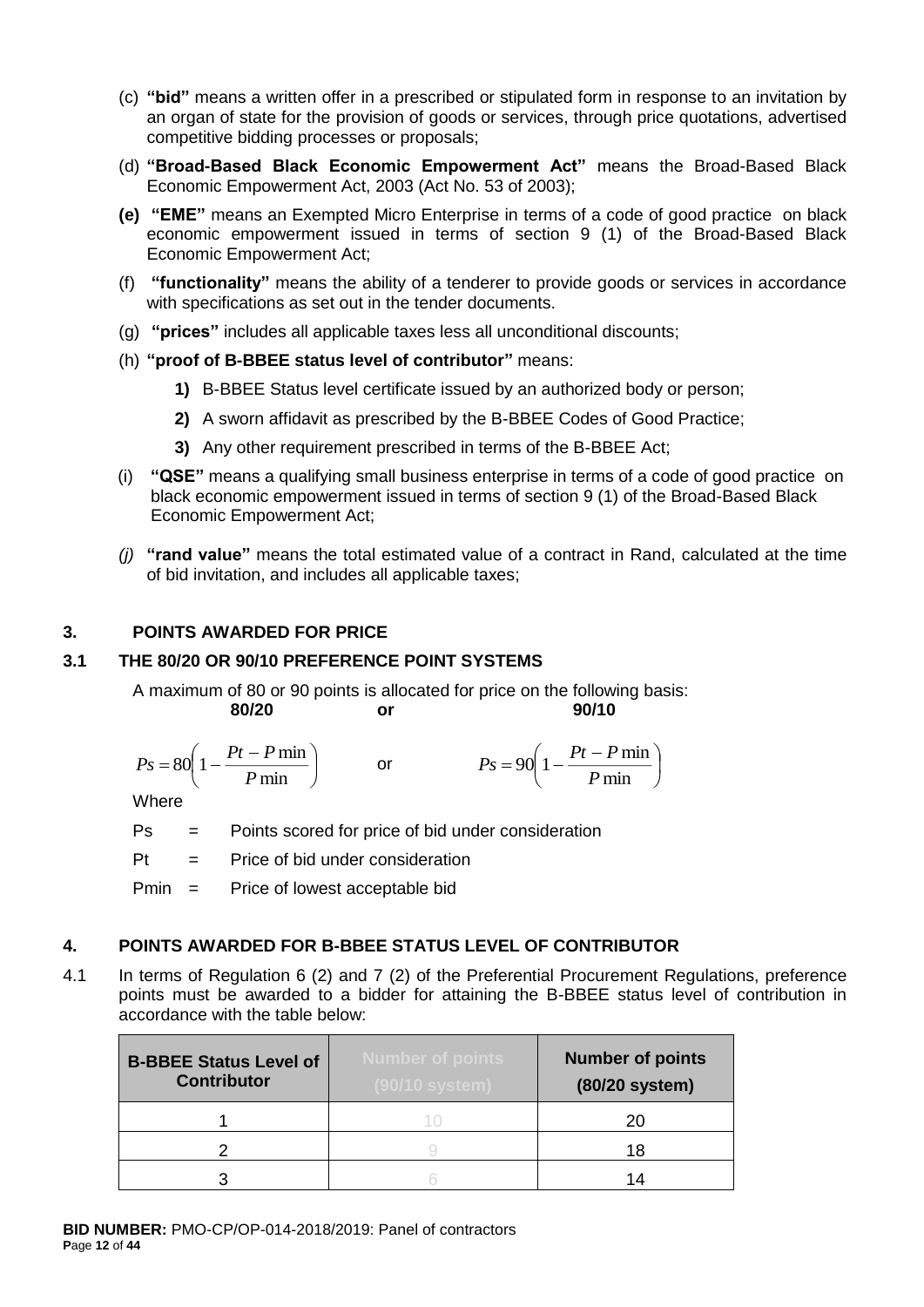(c) **"bid"** means a written offer in a prescribed or stipulated form in response to an invitation by an organ of state for the provision of goods or services, through price quotations, advertised competitive bidding processes or proposals;

(d) **"Broad-Based Black Economic Empowerment Act"** means the Broad-Based Black Economic Empowerment Act, 2003 (Act No. 53 of 2003);

**(e)** **"EME"** means an Exempted Micro Enterprise in terms of a code of good practice on black economic empowerment issued in terms of section 9 (1) of the Broad-Based Black Economic Empowerment Act;

(f) **"functionality"** means the ability of a tenderer to provide goods or services in accordance with specifications as set out in the tender documents.

(g) **"prices"** includes all applicable taxes less all unconditional discounts;

(h) **"proof of B-BBEE status level of contributor"** means:

- **1)** B-BBEE Status level certificate issued by an authorized body or person;
- **2)** A sworn affidavit as prescribed by the B-BBEE Codes of Good Practice;
- **3)** Any other requirement prescribed in terms of the B-BBEE Act;

(i) **"QSE"** means a qualifying small business enterprise in terms of a code of good practice on black economic empowerment issued in terms of section 9 (1) of the Broad-Based Black Economic Empowerment Act;

*(j)* **"rand value"** means the total estimated value of a contract in Rand, calculated at the time of bid invitation, and includes all applicable taxes;

## 3. POINTS AWARDED FOR PRICE

### 3.1 THE 80/20 OR 90/10 PREFERENCE POINT SYSTEMS

A maximum of 80 or 90 points is allocated for price on the following basis:

**80/20** **or** **90/10**

$$Ps = 80\left(1 - \frac{Pt - P\min}{P\min}\right) \qquad \text{or} \qquad Ps = 90\left(1 - \frac{Pt - P\min}{P\min}\right)$$

Where

Ps = Points scored for price of bid under consideration

Pt = Price of bid under consideration

Pmin = Price of lowest acceptable bid

## 4. POINTS AWARDED FOR B-BBEE STATUS LEVEL OF CONTRIBUTOR

4.1 In terms of Regulation 6 (2) and 7 (2) of the Preferential Procurement Regulations, preference points must be awarded to a bidder for attaining the B-BBEE status level of contribution in accordance with the table below:

| B-BBEE Status Level of Contributor | Number of points (90/10 system) | Number of points (80/20 system) |
|---|---|---|
| 1 | 10 | 20 |
| 2 | 9 | 18 |
| 3 | 6 | 14 |

**BID NUMBER:** PMO-CP/OP-014-2018/2019: Panel of contractors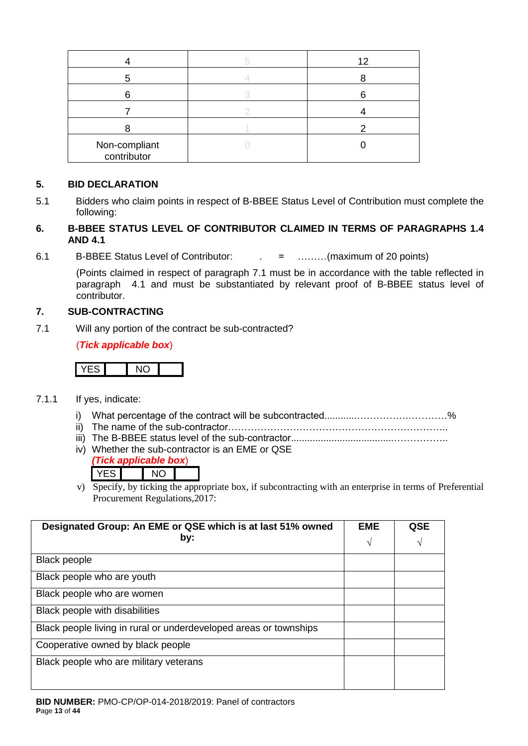| 4 | 5 | 12 |
|---|---|---|
| 5 | 4 | 8 |
| 6 | 3 | 6 |
| 7 | 2 | 4 |
| 8 | 1 | 2 |
| Non-compliant contributor | 0 | 0 |

## 5. BID DECLARATION

5.1 Bidders who claim points in respect of B-BBEE Status Level of Contribution must complete the following:

## 6. B-BBEE STATUS LEVEL OF CONTRIBUTOR CLAIMED IN TERMS OF PARAGRAPHS 1.4 AND 4.1

6.1 B-BBEE Status Level of Contributor: . = ………(maximum of 20 points)

(Points claimed in respect of paragraph 7.1 must be in accordance with the table reflected in paragraph 4.1 and must be substantiated by relevant proof of B-BBEE status level of contributor.

## 7. SUB-CONTRACTING

7.1 Will any portion of the contract be sub-contracted?

(***Tick applicable box***)

| YES | | NO | |
|---|---|---|---|

7.1.1 If yes, indicate:

i) What percentage of the contract will be subcontracted............……………….…………%
ii) The name of the sub-contractor…………………………………………………………..
iii) The B-BBEE status level of the sub-contractor......................................……………..
iv) Whether the sub-contractor is an EME or QSE

(***Tick applicable box***)

| YES | | NO | |
|---|---|---|---|

v) Specify, by ticking the appropriate box, if subcontracting with an enterprise in terms of Preferential Procurement Regulations,2017:

| Designated Group: An EME or QSE which is at last 51% owned by: | EME √ | QSE √ |
|---|---|---|
| Black people | | |
| Black people who are youth | | |
| Black people who are women | | |
| Black people with disabilities | | |
| Black people living in rural or underdeveloped areas or townships | | |
| Cooperative owned by black people | | |
| Black people who are military veterans | | |

**BID NUMBER:** PMO-CP/OP-014-2018/2019: Panel of contractors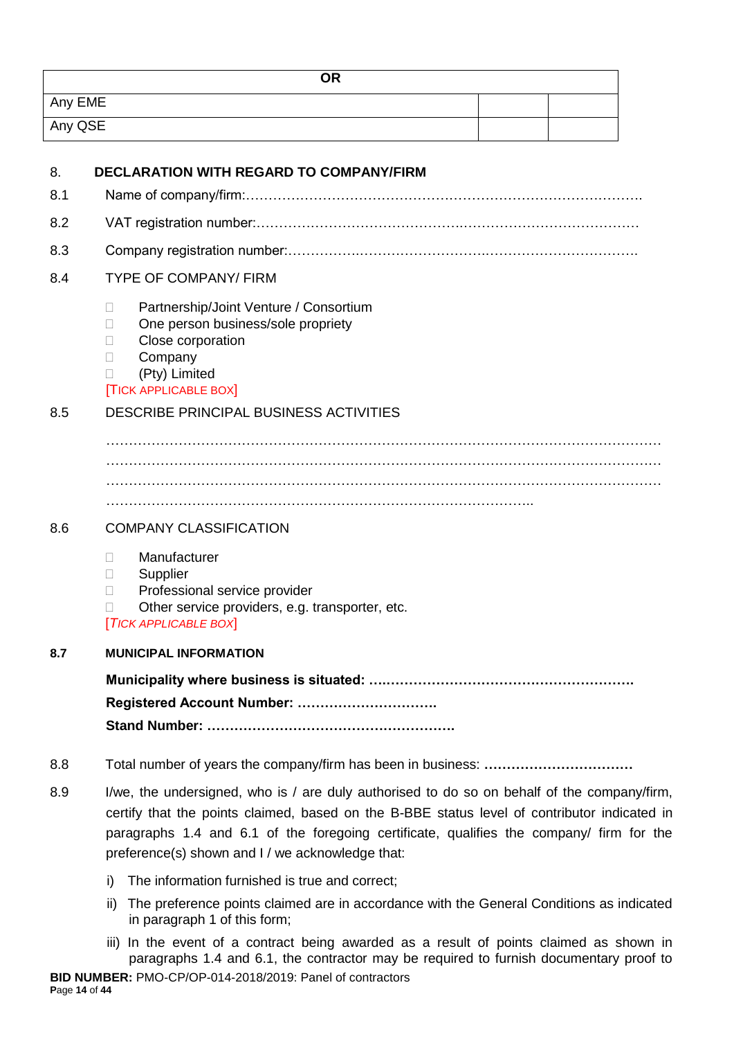| OR | | |
|---|---|---|
| Any EME | | |
| Any QSE | | |

## 8. DECLARATION WITH REGARD TO COMPANY/FIRM

8.1 Name of company/firm:…………………………………………………………………………….

8.2 VAT registration number:……………………………………….…………………………………

8.3 Company registration number:…………….……………………….…………………………….

8.4 TYPE OF COMPANY/ FIRM

- ☐ Partnership/Joint Venture / Consortium
- ☐ One person business/sole propriety
- ☐ Close corporation
- ☐ Company
- ☐ (Pty) Limited

[TICK APPLICABLE BOX]

8.5 DESCRIBE PRINCIPAL BUSINESS ACTIVITIES

…………………………………………………………………………………………………………
…………………………………………………………………………………………………………
…………………………………………………………………………………………………………
………………………………………………………………………………..

8.6 COMPANY CLASSIFICATION

- ☐ Manufacturer
- ☐ Supplier
- ☐ Professional service provider
- ☐ Other service providers, e.g. transporter, etc.

[*TICK APPLICABLE BOX*]

**8.7 MUNICIPAL INFORMATION**

**Municipality where business is situated: ….………………………………………………..**

**Registered Account Number: ………………………….**

**Stand Number: ……………………………………………….**

8.8 Total number of years the company/firm has been in business: **……………………………**

8.9 I/we, the undersigned, who is / are duly authorised to do so on behalf of the company/firm, certify that the points claimed, based on the B-BBE status level of contributor indicated in paragraphs 1.4 and 6.1 of the foregoing certificate, qualifies the company/ firm for the preference(s) shown and I / we acknowledge that:

i) The information furnished is true and correct;

ii) The preference points claimed are in accordance with the General Conditions as indicated in paragraph 1 of this form;

iii) In the event of a contract being awarded as a result of points claimed as shown in paragraphs 1.4 and 6.1, the contractor may be required to furnish documentary proof to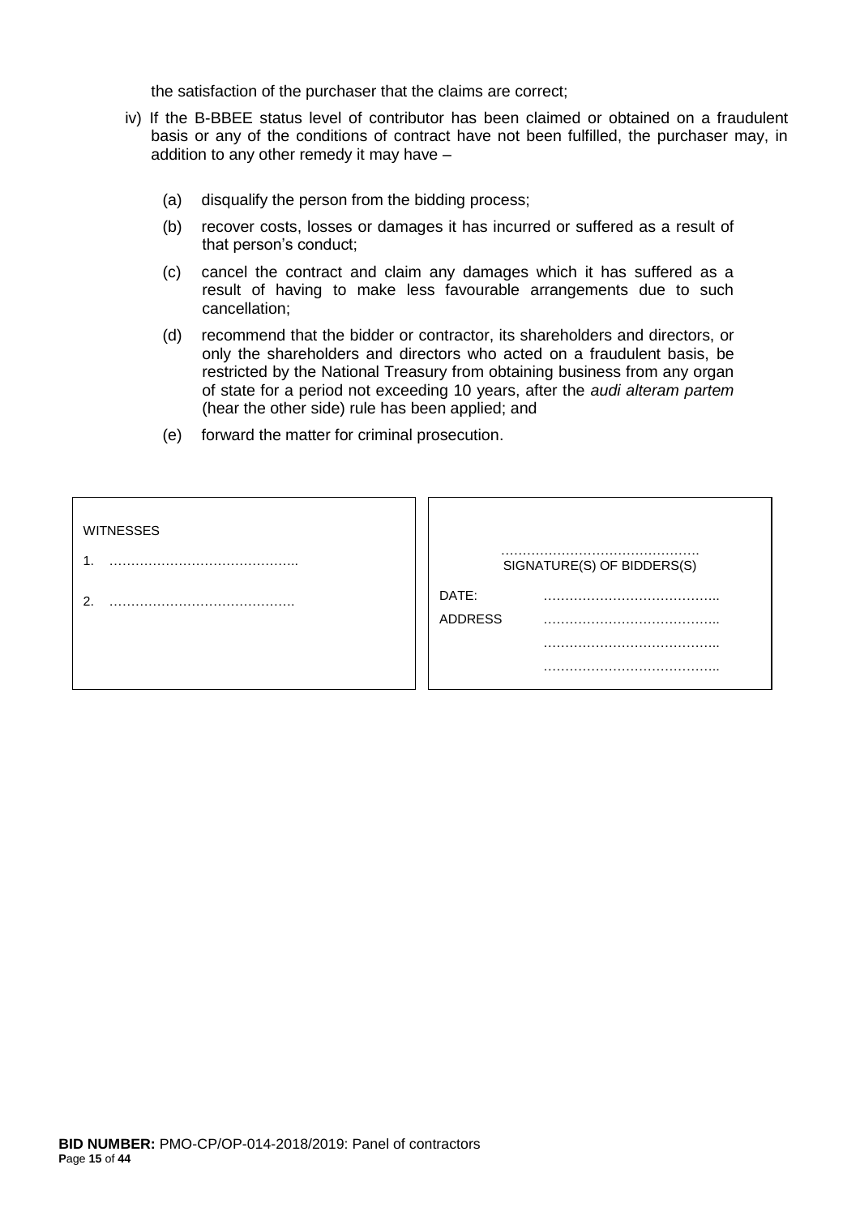the satisfaction of the purchaser that the claims are correct;

iv) If the B-BBEE status level of contributor has been claimed or obtained on a fraudulent basis or any of the conditions of contract have not been fulfilled, the purchaser may, in addition to any other remedy it may have –

   (a) disqualify the person from the bidding process;

   (b) recover costs, losses or damages it has incurred or suffered as a result of that person's conduct;

   (c) cancel the contract and claim any damages which it has suffered as a result of having to make less favourable arrangements due to such cancellation;

   (d) recommend that the bidder or contractor, its shareholders and directors, or only the shareholders and directors who acted on a fraudulent basis, be restricted by the National Treasury from obtaining business from any organ of state for a period not exceeding 10 years, after the *audi alteram partem* (hear the other side) rule has been applied; and

   (e) forward the matter for criminal prosecution.

| WITNESSES | |
|---|---|
| 1. …………………………………….. | ………………………………………. SIGNATURE(S) OF BIDDERS(S) |
| 2. ……………………………………. | DATE: ………………………………….. |
| | ADDRESS ………………………………….. |
| | ………………………………….. |
| | ………………………………….. |

**BID NUMBER:** PMO-CP/OP-014-2018/2019: Panel of contractors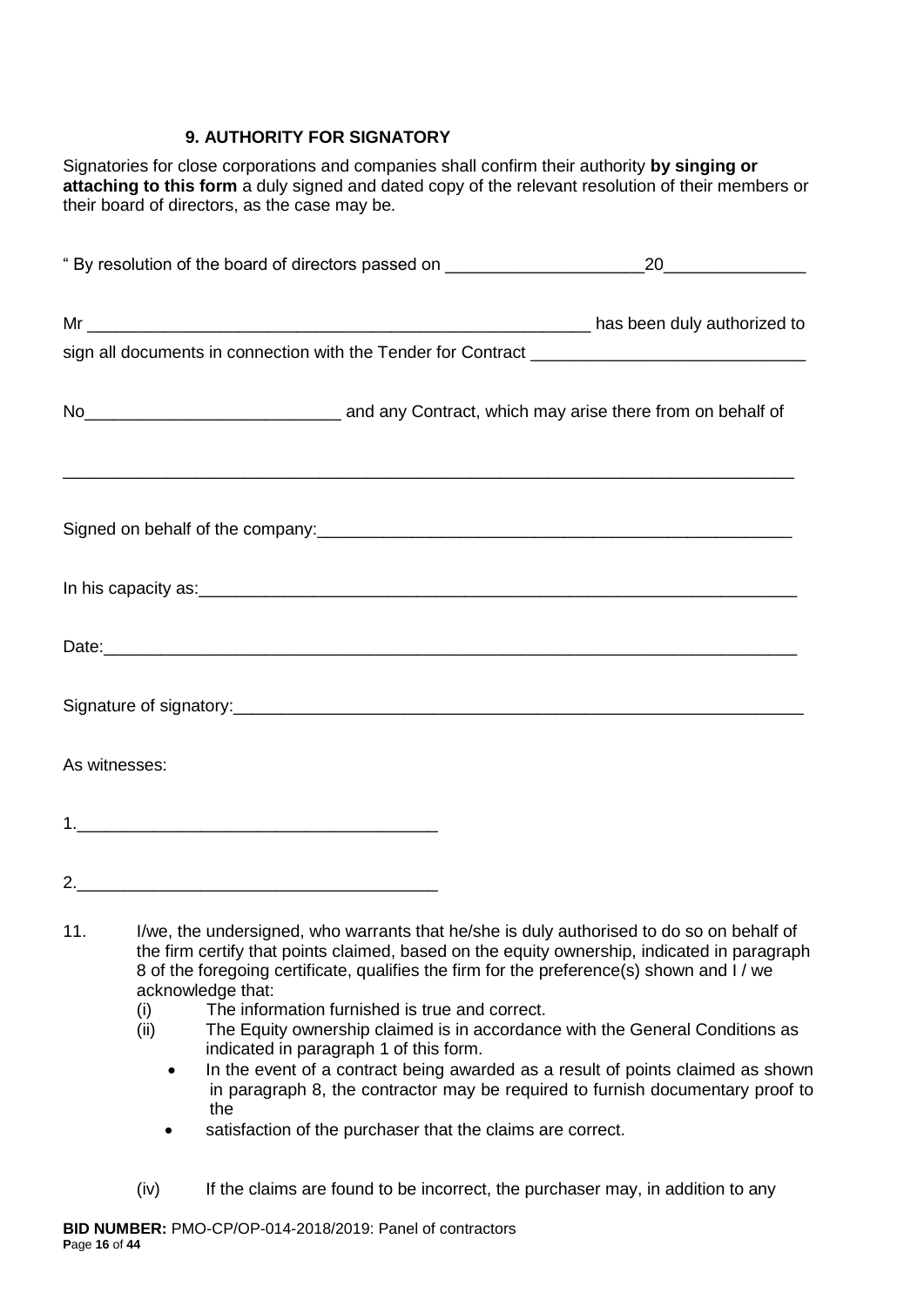### 9. AUTHORITY FOR SIGNATORY

Signatories for close corporations and companies shall confirm their authority **by singing or attaching to this form** a duly signed and dated copy of the relevant resolution of their members or their board of directors, as the case may be.

" By resolution of the board of directors passed on ______________________20_______________

Mr ________________________________________________________ has been duly authorized to sign all documents in connection with the Tender for Contract ______________________________

No____________________________ and any Contract, which may arise there from on behalf of

_________________________________________________________________________________

Signed on behalf of the company:______________________________________________________

In his capacity as:_________________________________________________________________

Date:____________________________________________________________________________

Signature of signatory:______________________________________________________________

As witnesses:

1.________________________________________

2.________________________________________

11. I/we, the undersigned, who warrants that he/she is duly authorised to do so on behalf of the firm certify that points claimed, based on the equity ownership, indicated in paragraph 8 of the foregoing certificate, qualifies the firm for the preference(s) shown and I / we acknowledge that:
    - (i) The information furnished is true and correct.
    - (ii) The Equity ownership claimed is in accordance with the General Conditions as indicated in paragraph 1 of this form.
        - In the event of a contract being awarded as a result of points claimed as shown in paragraph 8, the contractor may be required to furnish documentary proof to the
        - satisfaction of the purchaser that the claims are correct.
    - (iv) If the claims are found to be incorrect, the purchaser may, in addition to any

**BID NUMBER:** PMO-CP/OP-014-2018/2019: Panel of contractors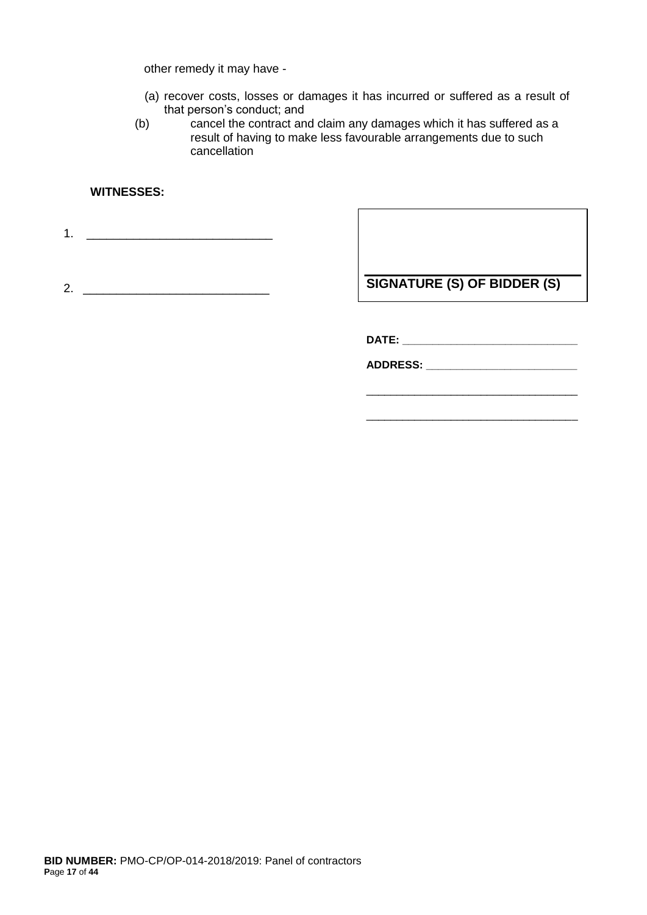other remedy it may have -

(a) recover costs, losses or damages it has incurred or suffered as a result of that person's conduct; and

(b) cancel the contract and claim any damages which it has suffered as a result of having to make less favourable arrangements due to such cancellation

**WITNESSES:**

1. ____________________________

2. ____________________________

**SIGNATURE (S) OF BIDDER (S)**

**DATE:** ____________________________

**ADDRESS:** ____________________________

____________________________

____________________________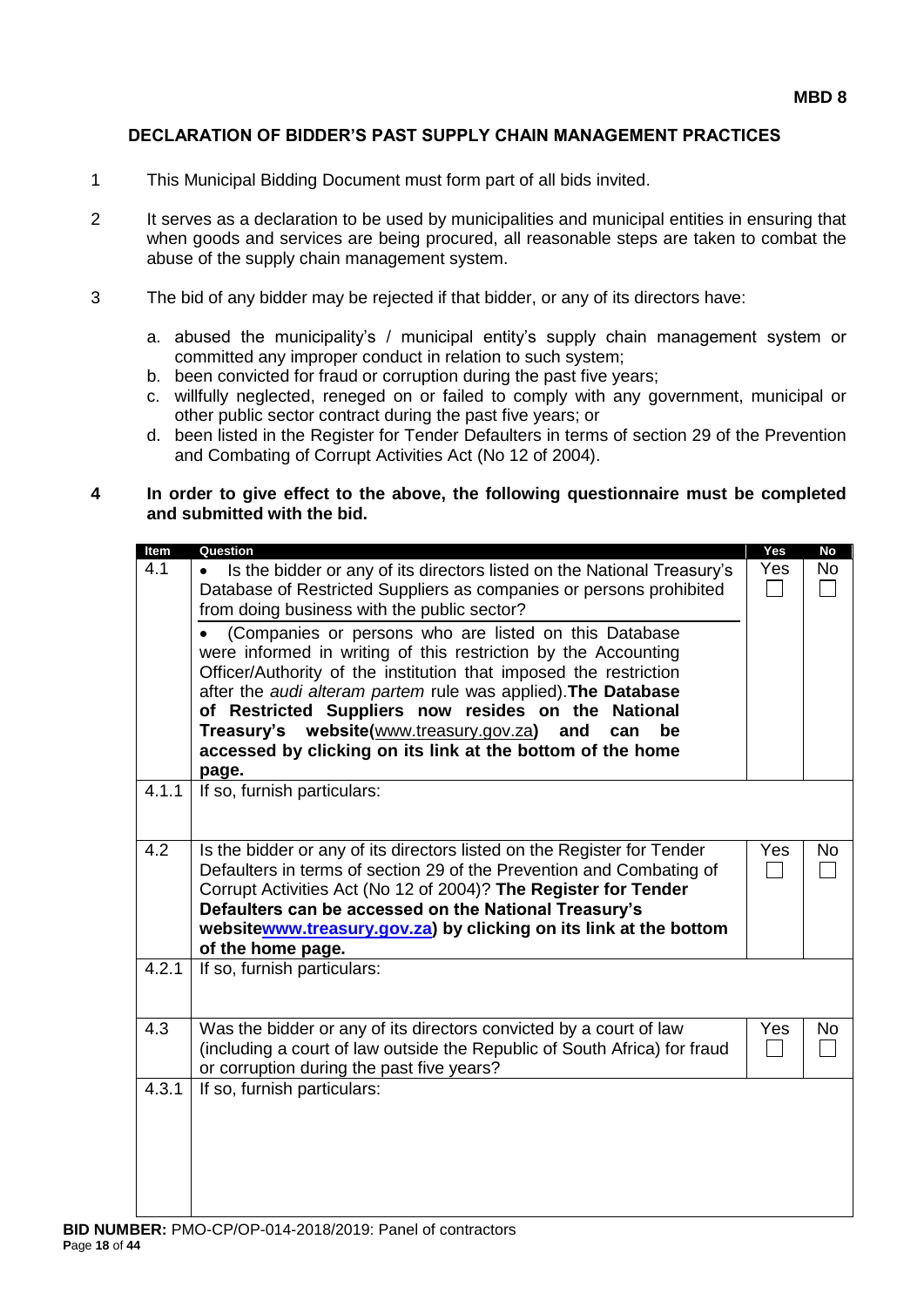**MBD 8**

## DECLARATION OF BIDDER'S PAST SUPPLY CHAIN MANAGEMENT PRACTICES

1 This Municipal Bidding Document must form part of all bids invited.

2 It serves as a declaration to be used by municipalities and municipal entities in ensuring that when goods and services are being procured, all reasonable steps are taken to combat the abuse of the supply chain management system.

3 The bid of any bidder may be rejected if that bidder, or any of its directors have:

a. abused the municipality's / municipal entity's supply chain management system or committed any improper conduct in relation to such system;
b. been convicted for fraud or corruption during the past five years;
c. willfully neglected, reneged on or failed to comply with any government, municipal or other public sector contract during the past five years; or
d. been listed in the Register for Tender Defaulters in terms of section 29 of the Prevention and Combating of Corrupt Activities Act (No 12 of 2004).

**4 In order to give effect to the above, the following questionnaire must be completed and submitted with the bid.**

| Item | Question | Yes | No |
|---|---|---|---|
| 4.1 | • Is the bidder or any of its directors listed on the National Treasury's Database of Restricted Suppliers as companies or persons prohibited from doing business with the public sector?<br>• (Companies or persons who are listed on this Database were informed in writing of this restriction by the Accounting Officer/Authority of the institution that imposed the restriction after the *audi alteram partem* rule was applied). **The Database of Restricted Suppliers now resides on the National Treasury's website(www.treasury.gov.za) and can be accessed by clicking on its link at the bottom of the home page.** | Yes ☐ | No ☐ |
| 4.1.1 | If so, furnish particulars: | | |
| 4.2 | Is the bidder or any of its directors listed on the Register for Tender Defaulters in terms of section 29 of the Prevention and Combating of Corrupt Activities Act (No 12 of 2004)? **The Register for Tender Defaulters can be accessed on the National Treasury's websitewww.treasury.gov.za) by clicking on its link at the bottom of the home page.** | Yes ☐ | No ☐ |
| 4.2.1 | If so, furnish particulars: | | |
| 4.3 | Was the bidder or any of its directors convicted by a court of law (including a court of law outside the Republic of South Africa) for fraud or corruption during the past five years? | Yes ☐ | No ☐ |
| 4.3.1 | If so, furnish particulars: | | |

**BID NUMBER:** PMO-CP/OP-014-2018/2019: Panel of contractors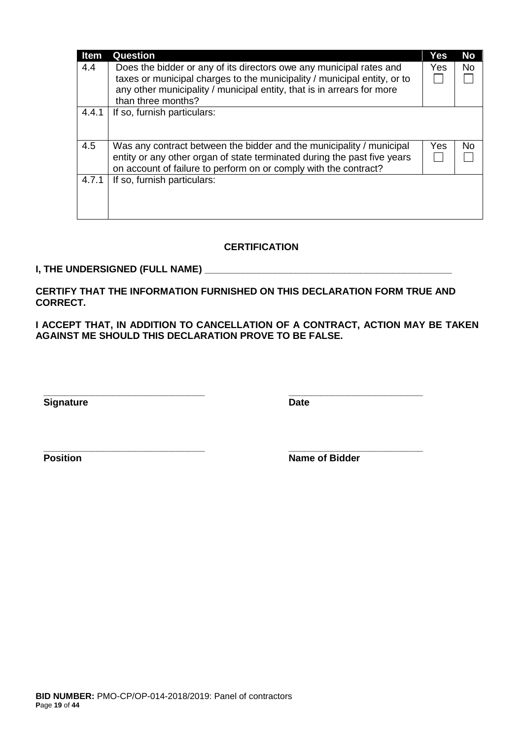| Item | Question | Yes | No |
|---|---|---|---|
| 4.4 | Does the bidder or any of its directors owe any municipal rates and taxes or municipal charges to the municipality / municipal entity, or to any other municipality / municipal entity, that is in arrears for more than three months? | Yes ☐ | No ☐ |
| 4.4.1 | If so, furnish particulars: | | |
| 4.5 | Was any contract between the bidder and the municipality / municipal entity or any other organ of state terminated during the past five years on account of failure to perform on or comply with the contract? | Yes ☐ | No ☐ |
| 4.7.1 | If so, furnish particulars: | | |

**CERTIFICATION**

**I, THE UNDERSIGNED (FULL NAME) _______________________________________________**

**CERTIFY THAT THE INFORMATION FURNISHED ON THIS DECLARATION FORM TRUE AND CORRECT.**

**I ACCEPT THAT, IN ADDITION TO CANCELLATION OF A CONTRACT, ACTION MAY BE TAKEN AGAINST ME SHOULD THIS DECLARATION PROVE TO BE FALSE.**

______________________________ ________________________

**Signature** **Date**

______________________________ ________________________

**Position** **Name of Bidder**

**BID NUMBER:** PMO-CP/OP-014-2018/2019: Panel of contractors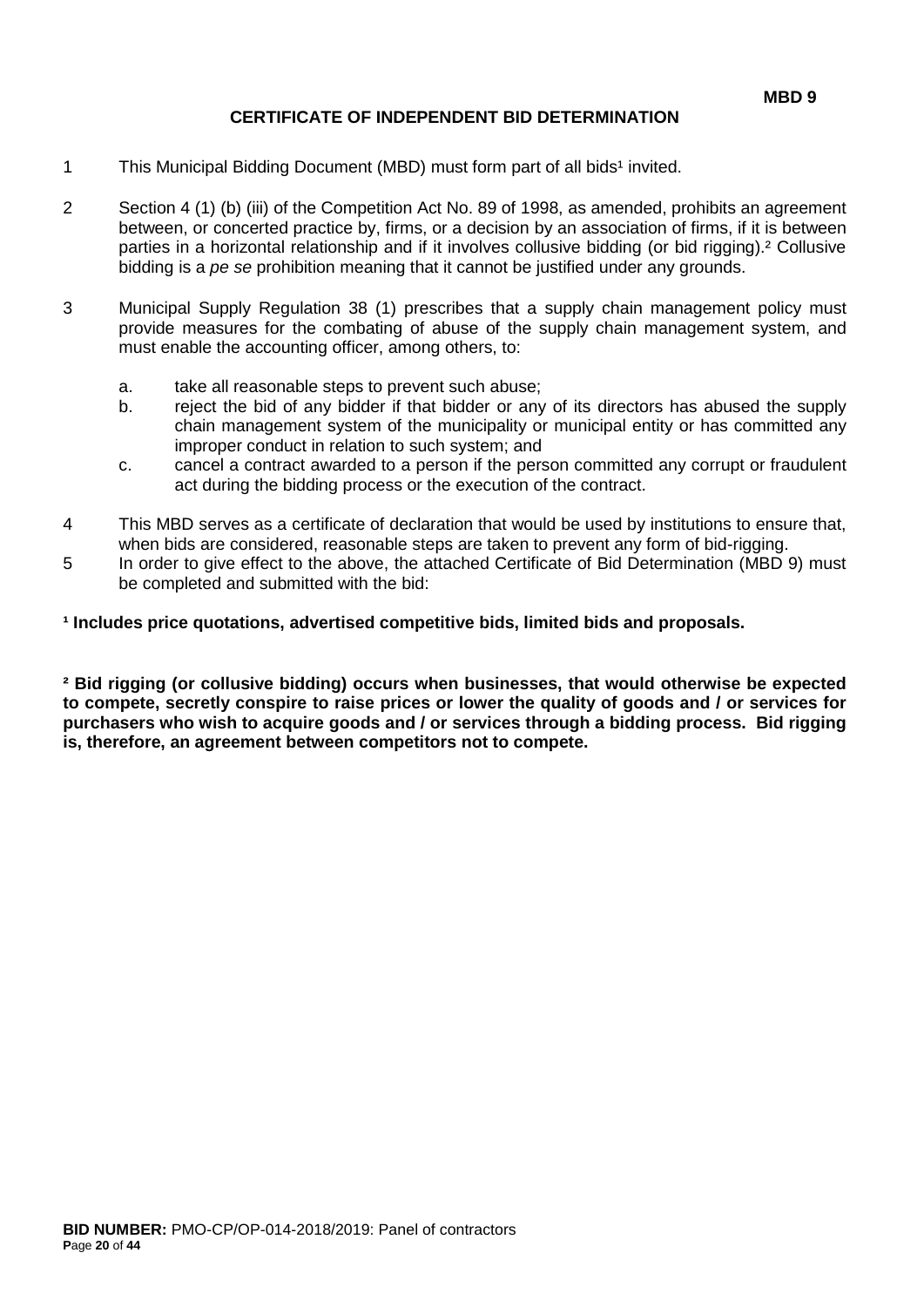**MBD 9**

## CERTIFICATE OF INDEPENDENT BID DETERMINATION

1. This Municipal Bidding Document (MBD) must form part of all bids[1] invited.

2. Section 4 (1) (b) (iii) of the Competition Act No. 89 of 1998, as amended, prohibits an agreement between, or concerted practice by, firms, or a decision by an association of firms, if it is between parties in a horizontal relationship and if it involves collusive bidding (or bid rigging).[2] Collusive bidding is a *pe se* prohibition meaning that it cannot be justified under any grounds.

3. Municipal Supply Regulation 38 (1) prescribes that a supply chain management policy must provide measures for the combating of abuse of the supply chain management system, and must enable the accounting officer, among others, to:

   a. take all reasonable steps to prevent such abuse;
   b. reject the bid of any bidder if that bidder or any of its directors has abused the supply chain management system of the municipality or municipal entity or has committed any improper conduct in relation to such system; and
   c. cancel a contract awarded to a person if the person committed any corrupt or fraudulent act during the bidding process or the execution of the contract.

4. This MBD serves as a certificate of declaration that would be used by institutions to ensure that, when bids are considered, reasonable steps are taken to prevent any form of bid-rigging.
5. In order to give effect to the above, the attached Certificate of Bid Determination (MBD 9) must be completed and submitted with the bid:

**[1] Includes price quotations, advertised competitive bids, limited bids and proposals.**

**[2] Bid rigging (or collusive bidding) occurs when businesses, that would otherwise be expected to compete, secretly conspire to raise prices or lower the quality of goods and / or services for purchasers who wish to acquire goods and / or services through a bidding process. Bid rigging is, therefore, an agreement between competitors not to compete.**

**BID NUMBER:** PMO-CP/OP-014-2018/2019: Panel of contractors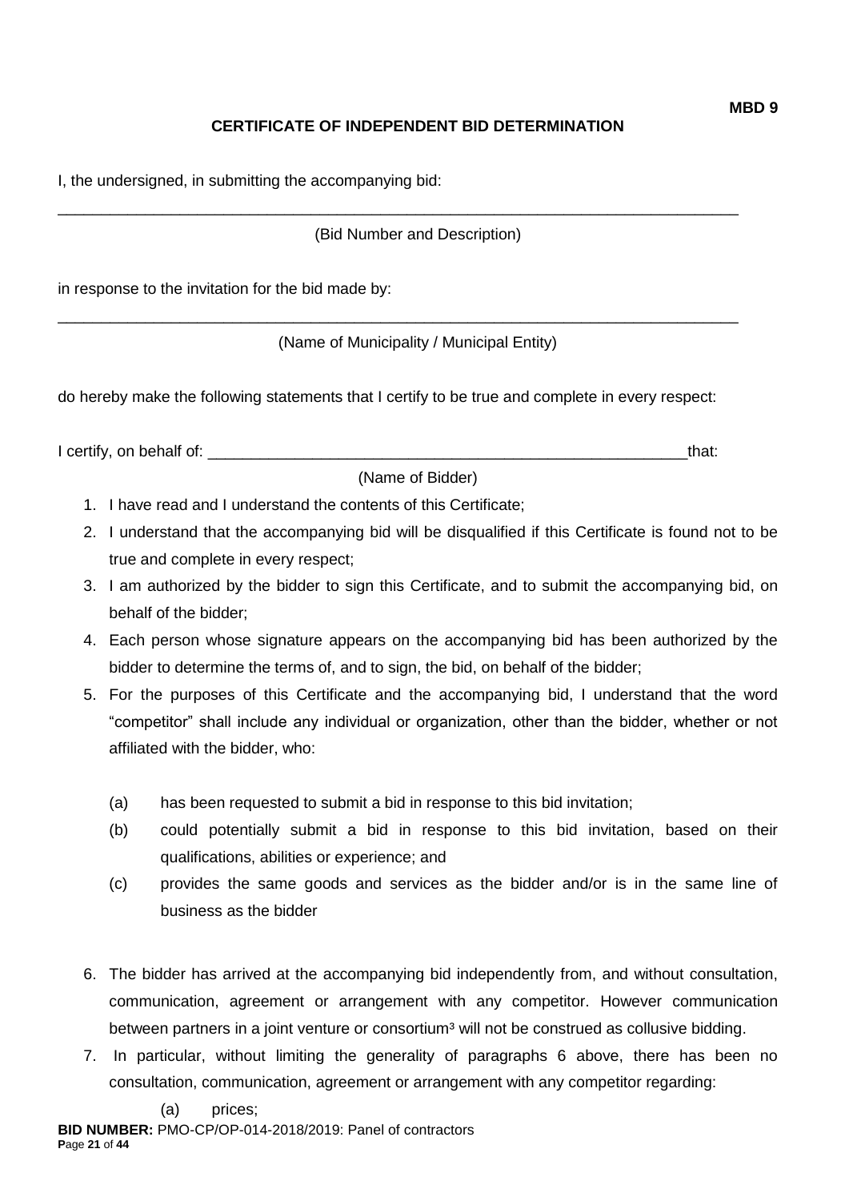**MBD 9**

## CERTIFICATE OF INDEPENDENT BID DETERMINATION

I, the undersigned, in submitting the accompanying bid:

\_\_\_\_\_\_\_\_\_\_\_\_\_\_\_\_\_\_\_\_\_\_\_\_\_\_\_\_\_\_\_\_\_\_\_\_\_\_\_\_\_\_\_\_\_\_\_\_\_\_\_\_\_\_\_\_\_\_\_\_\_\_\_\_\_\_\_\_\_\_\_\_\_\_\_\_\_\_

(Bid Number and Description)

in response to the invitation for the bid made by:

\_\_\_\_\_\_\_\_\_\_\_\_\_\_\_\_\_\_\_\_\_\_\_\_\_\_\_\_\_\_\_\_\_\_\_\_\_\_\_\_\_\_\_\_\_\_\_\_\_\_\_\_\_\_\_\_\_\_\_\_\_\_\_\_\_\_\_\_\_\_\_\_\_\_\_\_\_\_

(Name of Municipality / Municipal Entity)

do hereby make the following statements that I certify to be true and complete in every respect:

I certify, on behalf of: \_\_\_\_\_\_\_\_\_\_\_\_\_\_\_\_\_\_\_\_\_\_\_\_\_\_\_\_\_\_\_\_\_\_\_\_\_\_\_\_\_\_\_\_\_\_\_\_\_\_\_\_\_\_\_\_that:

(Name of Bidder)

1. I have read and I understand the contents of this Certificate;
2. I understand that the accompanying bid will be disqualified if this Certificate is found not to be true and complete in every respect;
3. I am authorized by the bidder to sign this Certificate, and to submit the accompanying bid, on behalf of the bidder;
4. Each person whose signature appears on the accompanying bid has been authorized by the bidder to determine the terms of, and to sign, the bid, on behalf of the bidder;
5. For the purposes of this Certificate and the accompanying bid, I understand that the word "competitor" shall include any individual or organization, other than the bidder, whether or not affiliated with the bidder, who:

   (a) has been requested to submit a bid in response to this bid invitation;

   (b) could potentially submit a bid in response to this bid invitation, based on their qualifications, abilities or experience; and

   (c) provides the same goods and services as the bidder and/or is in the same line of business as the bidder

6. The bidder has arrived at the accompanying bid independently from, and without consultation, communication, agreement or arrangement with any competitor. However communication between partners in a joint venture or consortium[3] will not be construed as collusive bidding.
7. In particular, without limiting the generality of paragraphs 6 above, there has been no consultation, communication, agreement or arrangement with any competitor regarding:

   (a) prices;

**BID NUMBER:** PMO-CP/OP-014-2018/2019: Panel of contractors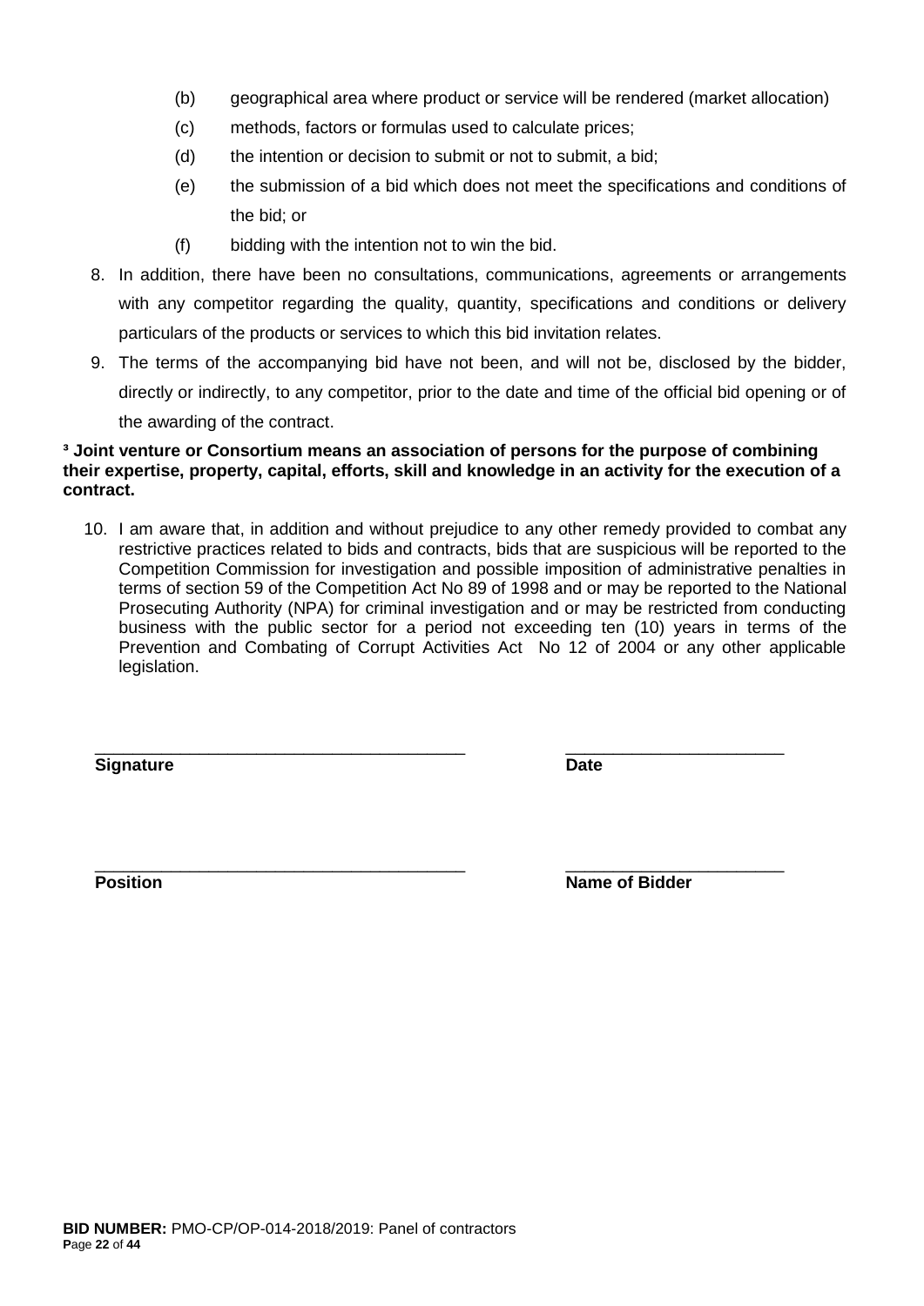(b) geographical area where product or service will be rendered (market allocation)

(c) methods, factors or formulas used to calculate prices;

(d) the intention or decision to submit or not to submit, a bid;

(e) the submission of a bid which does not meet the specifications and conditions of the bid; or

(f) bidding with the intention not to win the bid.

8. In addition, there have been no consultations, communications, agreements or arrangements with any competitor regarding the quality, quantity, specifications and conditions or delivery particulars of the products or services to which this bid invitation relates.

9. The terms of the accompanying bid have not been, and will not be, disclosed by the bidder, directly or indirectly, to any competitor, prior to the date and time of the official bid opening or of the awarding of the contract.

**[3] Joint venture or Consortium means an association of persons for the purpose of combining their expertise, property, capital, efforts, skill and knowledge in an activity for the execution of a contract.**

10. I am aware that, in addition and without prejudice to any other remedy provided to combat any restrictive practices related to bids and contracts, bids that are suspicious will be reported to the Competition Commission for investigation and possible imposition of administrative penalties in terms of section 59 of the Competition Act No 89 of 1998 and or may be reported to the National Prosecuting Authority (NPA) for criminal investigation and or may be restricted from conducting business with the public sector for a period not exceeding ten (10) years in terms of the Prevention and Combating of Corrupt Activities Act No 12 of 2004 or any other applicable legislation.

\_\_\_\_\_\_\_\_\_\_\_\_\_\_\_\_\_\_\_\_\_\_\_\_\_\_\_\_\_\_\_\_\_\_\_\_\_\_ \_\_\_\_\_\_\_\_\_\_\_\_\_\_\_\_\_\_\_\_\_\_\_

**Signature** **Date**

\_\_\_\_\_\_\_\_\_\_\_\_\_\_\_\_\_\_\_\_\_\_\_\_\_\_\_\_\_\_\_\_\_\_\_\_\_\_ \_\_\_\_\_\_\_\_\_\_\_\_\_\_\_\_\_\_\_\_\_\_\_

**Position** **Name of Bidder**

**BID NUMBER:** PMO-CP/OP-014-2018/2019: Panel of contractors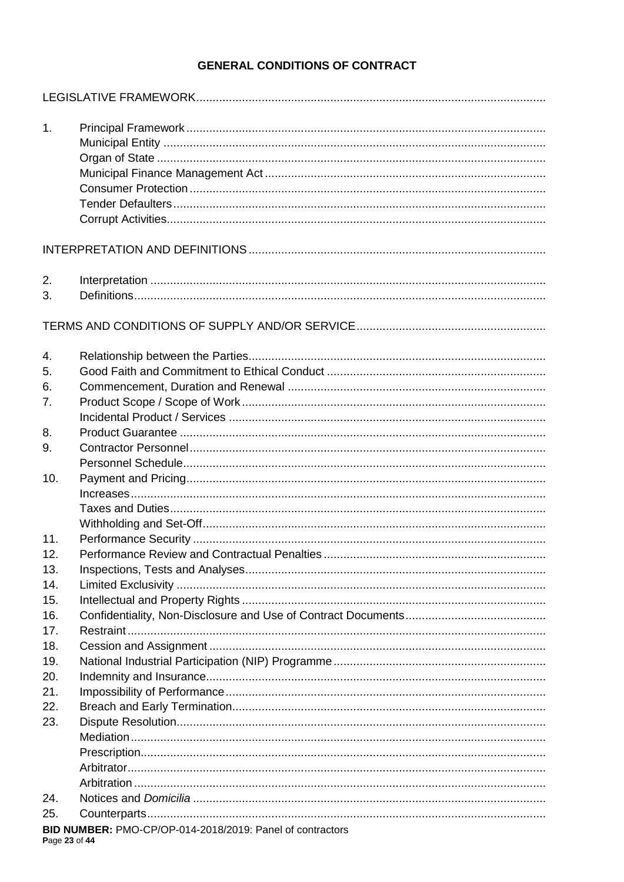## GENERAL CONDITIONS OF CONTRACT

LEGISLATIVE FRAMEWORK

1. Principal Framework
   - Municipal Entity
   - Organ of State
   - Municipal Finance Management Act
   - Consumer Protection
   - Tender Defaulters
   - Corrupt Activities

INTERPRETATION AND DEFINITIONS

2. Interpretation
3. Definitions

TERMS AND CONDITIONS OF SUPPLY AND/OR SERVICE

4. Relationship between the Parties
5. Good Faith and Commitment to Ethical Conduct
6. Commencement, Duration and Renewal
7. Product Scope / Scope of Work
   - Incidental Product / Services
8. Product Guarantee
9. Contractor Personnel
   - Personnel Schedule
10. Payment and Pricing
    - Increases
    - Taxes and Duties
    - Withholding and Set-Off
11. Performance Security
12. Performance Review and Contractual Penalties
13. Inspections, Tests and Analyses
14. Limited Exclusivity
15. Intellectual and Property Rights
16. Confidentiality, Non-Disclosure and Use of Contract Documents
17. Restraint
18. Cession and Assignment
19. National Industrial Participation (NIP) Programme
20. Indemnity and Insurance
21. Impossibility of Performance
22. Breach and Early Termination
23. Dispute Resolution
    - Mediation
    - Prescription
    - Arbitrator
    - Arbitration
24. Notices and *Domicilia*
25. Counterparts

**BID NUMBER:** PMO-CP/OP-014-2018/2019: Panel of contractors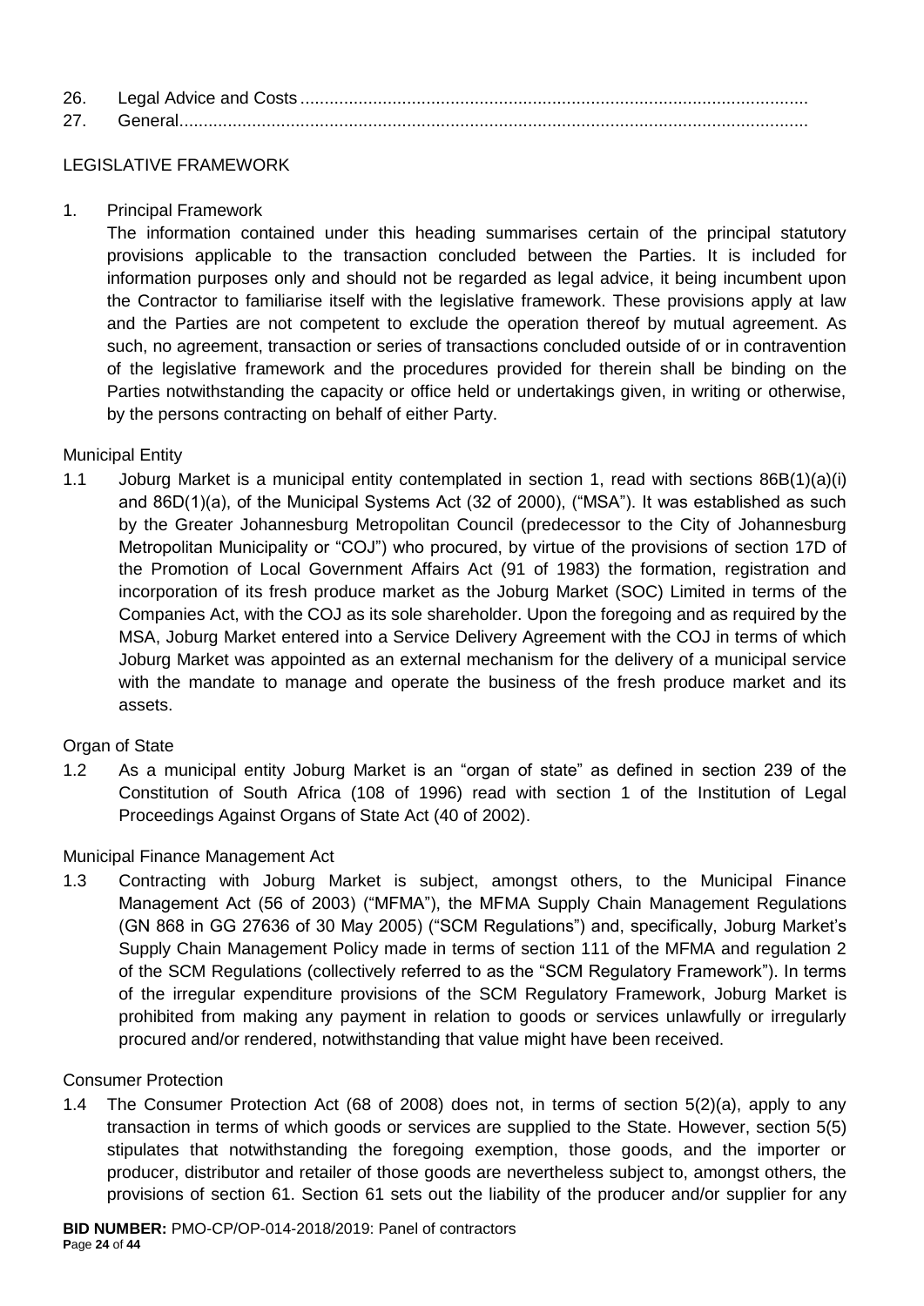26. Legal Advice and Costs .........................................................................................................
27. General.................................................................................................................................

LEGISLATIVE FRAMEWORK

1. Principal Framework

   The information contained under this heading summarises certain of the principal statutory provisions applicable to the transaction concluded between the Parties. It is included for information purposes only and should not be regarded as legal advice, it being incumbent upon the Contractor to familiarise itself with the legislative framework. These provisions apply at law and the Parties are not competent to exclude the operation thereof by mutual agreement. As such, no agreement, transaction or series of transactions concluded outside of or in contravention of the legislative framework and the procedures provided for therein shall be binding on the Parties notwithstanding the capacity or office held or undertakings given, in writing or otherwise, by the persons contracting on behalf of either Party.

Municipal Entity

1.1 Joburg Market is a municipal entity contemplated in section 1, read with sections 86B(1)(a)(i) and 86D(1)(a), of the Municipal Systems Act (32 of 2000), ("MSA"). It was established as such by the Greater Johannesburg Metropolitan Council (predecessor to the City of Johannesburg Metropolitan Municipality or "COJ") who procured, by virtue of the provisions of section 17D of the Promotion of Local Government Affairs Act (91 of 1983) the formation, registration and incorporation of its fresh produce market as the Joburg Market (SOC) Limited in terms of the Companies Act, with the COJ as its sole shareholder. Upon the foregoing and as required by the MSA, Joburg Market entered into a Service Delivery Agreement with the COJ in terms of which Joburg Market was appointed as an external mechanism for the delivery of a municipal service with the mandate to manage and operate the business of the fresh produce market and its assets.

Organ of State

1.2 As a municipal entity Joburg Market is an "organ of state" as defined in section 239 of the Constitution of South Africa (108 of 1996) read with section 1 of the Institution of Legal Proceedings Against Organs of State Act (40 of 2002).

Municipal Finance Management Act

1.3 Contracting with Joburg Market is subject, amongst others, to the Municipal Finance Management Act (56 of 2003) ("MFMA"), the MFMA Supply Chain Management Regulations (GN 868 in GG 27636 of 30 May 2005) ("SCM Regulations") and, specifically, Joburg Market's Supply Chain Management Policy made in terms of section 111 of the MFMA and regulation 2 of the SCM Regulations (collectively referred to as the "SCM Regulatory Framework"). In terms of the irregular expenditure provisions of the SCM Regulatory Framework, Joburg Market is prohibited from making any payment in relation to goods or services unlawfully or irregularly procured and/or rendered, notwithstanding that value might have been received.

Consumer Protection

1.4 The Consumer Protection Act (68 of 2008) does not, in terms of section 5(2)(a), apply to any transaction in terms of which goods or services are supplied to the State. However, section 5(5) stipulates that notwithstanding the foregoing exemption, those goods, and the importer or producer, distributor and retailer of those goods are nevertheless subject to, amongst others, the provisions of section 61. Section 61 sets out the liability of the producer and/or supplier for any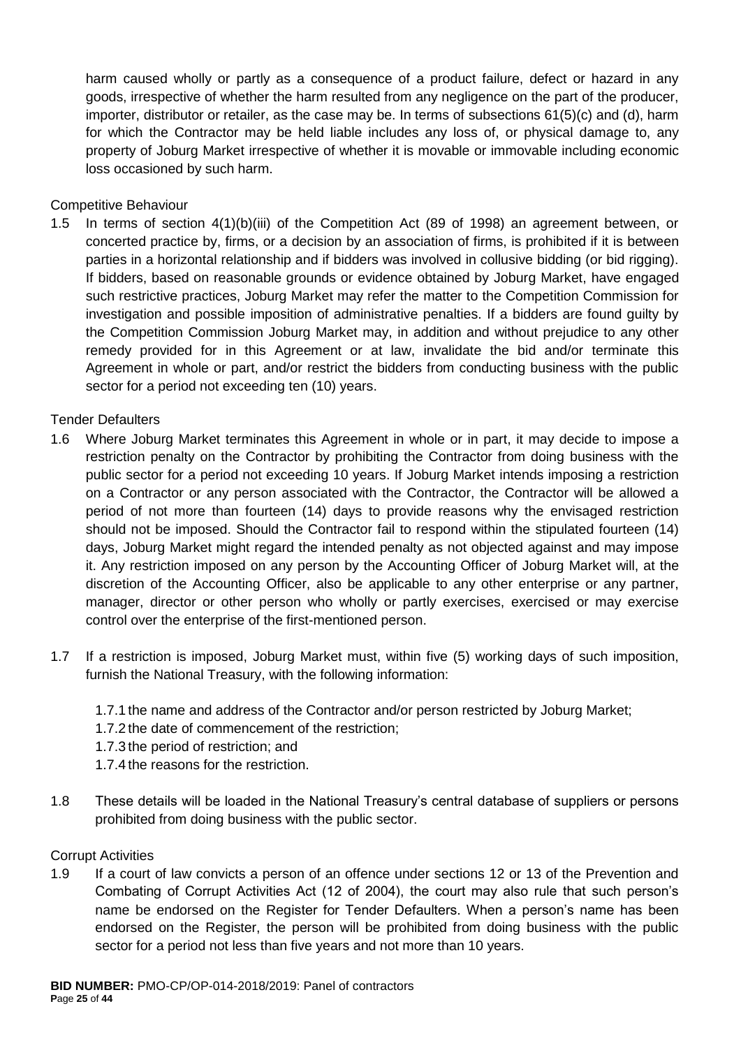harm caused wholly or partly as a consequence of a product failure, defect or hazard in any goods, irrespective of whether the harm resulted from any negligence on the part of the producer, importer, distributor or retailer, as the case may be. In terms of subsections 61(5)(c) and (d), harm for which the Contractor may be held liable includes any loss of, or physical damage to, any property of Joburg Market irrespective of whether it is movable or immovable including economic loss occasioned by such harm.

Competitive Behaviour

1.5 In terms of section 4(1)(b)(iii) of the Competition Act (89 of 1998) an agreement between, or concerted practice by, firms, or a decision by an association of firms, is prohibited if it is between parties in a horizontal relationship and if bidders was involved in collusive bidding (or bid rigging). If bidders, based on reasonable grounds or evidence obtained by Joburg Market, have engaged such restrictive practices, Joburg Market may refer the matter to the Competition Commission for investigation and possible imposition of administrative penalties. If a bidders are found guilty by the Competition Commission Joburg Market may, in addition and without prejudice to any other remedy provided for in this Agreement or at law, invalidate the bid and/or terminate this Agreement in whole or part, and/or restrict the bidders from conducting business with the public sector for a period not exceeding ten (10) years.

Tender Defaulters

1.6 Where Joburg Market terminates this Agreement in whole or in part, it may decide to impose a restriction penalty on the Contractor by prohibiting the Contractor from doing business with the public sector for a period not exceeding 10 years. If Joburg Market intends imposing a restriction on a Contractor or any person associated with the Contractor, the Contractor will be allowed a period of not more than fourteen (14) days to provide reasons why the envisaged restriction should not be imposed. Should the Contractor fail to respond within the stipulated fourteen (14) days, Joburg Market might regard the intended penalty as not objected against and may impose it. Any restriction imposed on any person by the Accounting Officer of Joburg Market will, at the discretion of the Accounting Officer, also be applicable to any other enterprise or any partner, manager, director or other person who wholly or partly exercises, exercised or may exercise control over the enterprise of the first-mentioned person.

1.7 If a restriction is imposed, Joburg Market must, within five (5) working days of such imposition, furnish the National Treasury, with the following information:

  1.7.1 the name and address of the Contractor and/or person restricted by Joburg Market;
  1.7.2 the date of commencement of the restriction;
  1.7.3 the period of restriction; and
  1.7.4 the reasons for the restriction.

1.8 These details will be loaded in the National Treasury's central database of suppliers or persons prohibited from doing business with the public sector.

Corrupt Activities

1.9 If a court of law convicts a person of an offence under sections 12 or 13 of the Prevention and Combating of Corrupt Activities Act (12 of 2004), the court may also rule that such person's name be endorsed on the Register for Tender Defaulters. When a person's name has been endorsed on the Register, the person will be prohibited from doing business with the public sector for a period not less than five years and not more than 10 years.

**BID NUMBER:** PMO-CP/OP-014-2018/2019: Panel of contractors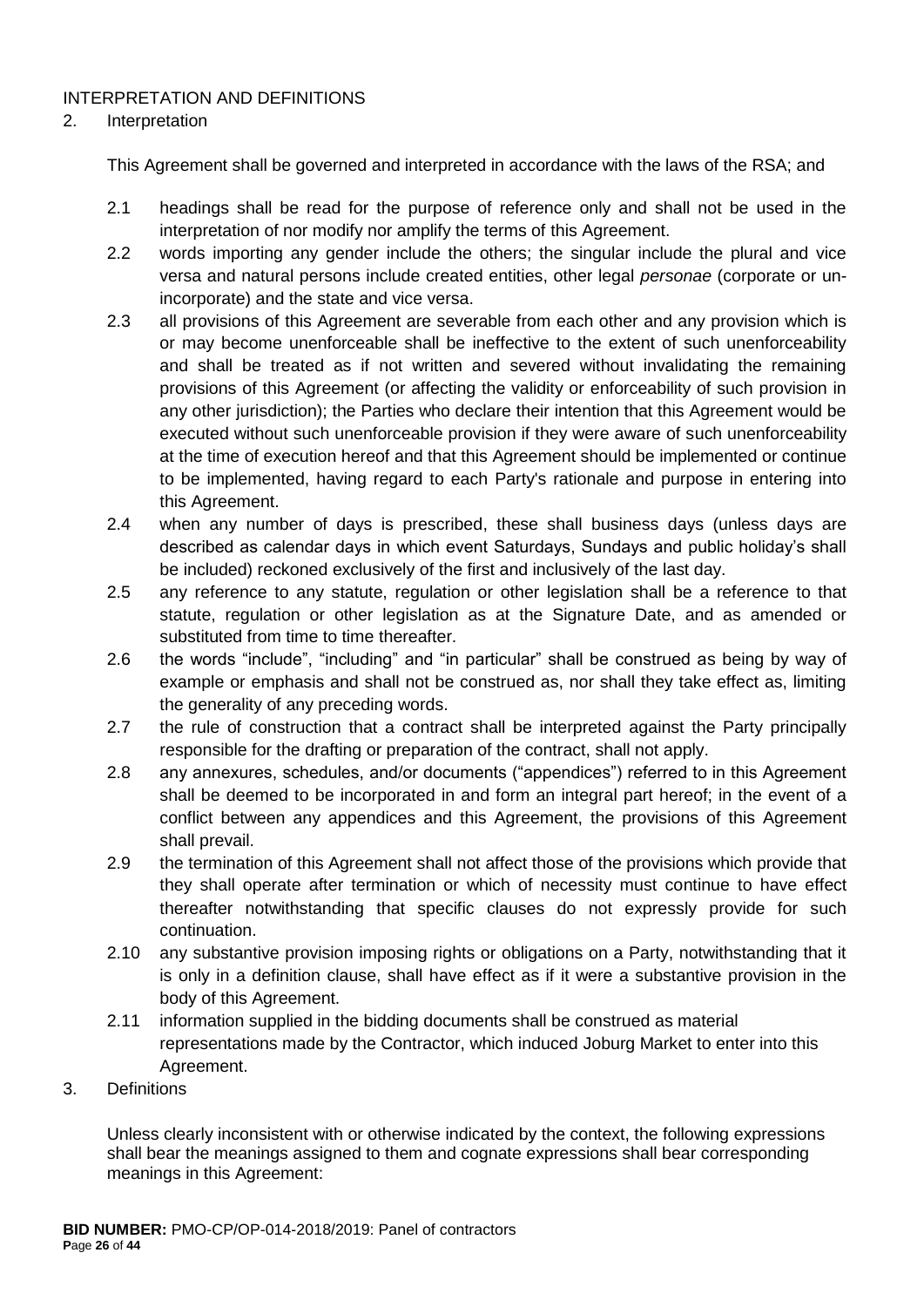INTERPRETATION AND DEFINITIONS

2. Interpretation

This Agreement shall be governed and interpreted in accordance with the laws of the RSA; and

2.1 headings shall be read for the purpose of reference only and shall not be used in the interpretation of nor modify nor amplify the terms of this Agreement.

2.2 words importing any gender include the others; the singular include the plural and vice versa and natural persons include created entities, other legal *personae* (corporate or un-incorporate) and the state and vice versa.

2.3 all provisions of this Agreement are severable from each other and any provision which is or may become unenforceable shall be ineffective to the extent of such unenforceability and shall be treated as if not written and severed without invalidating the remaining provisions of this Agreement (or affecting the validity or enforceability of such provision in any other jurisdiction); the Parties who declare their intention that this Agreement would be executed without such unenforceable provision if they were aware of such unenforceability at the time of execution hereof and that this Agreement should be implemented or continue to be implemented, having regard to each Party's rationale and purpose in entering into this Agreement.

2.4 when any number of days is prescribed, these shall business days (unless days are described as calendar days in which event Saturdays, Sundays and public holiday's shall be included) reckoned exclusively of the first and inclusively of the last day.

2.5 any reference to any statute, regulation or other legislation shall be a reference to that statute, regulation or other legislation as at the Signature Date, and as amended or substituted from time to time thereafter.

2.6 the words "include", "including" and "in particular" shall be construed as being by way of example or emphasis and shall not be construed as, nor shall they take effect as, limiting the generality of any preceding words.

2.7 the rule of construction that a contract shall be interpreted against the Party principally responsible for the drafting or preparation of the contract, shall not apply.

2.8 any annexures, schedules, and/or documents ("appendices") referred to in this Agreement shall be deemed to be incorporated in and form an integral part hereof; in the event of a conflict between any appendices and this Agreement, the provisions of this Agreement shall prevail.

2.9 the termination of this Agreement shall not affect those of the provisions which provide that they shall operate after termination or which of necessity must continue to have effect thereafter notwithstanding that specific clauses do not expressly provide for such continuation.

2.10 any substantive provision imposing rights or obligations on a Party, notwithstanding that it is only in a definition clause, shall have effect as if it were a substantive provision in the body of this Agreement.

2.11 information supplied in the bidding documents shall be construed as material representations made by the Contractor, which induced Joburg Market to enter into this Agreement.

3. Definitions

Unless clearly inconsistent with or otherwise indicated by the context, the following expressions shall bear the meanings assigned to them and cognate expressions shall bear corresponding meanings in this Agreement: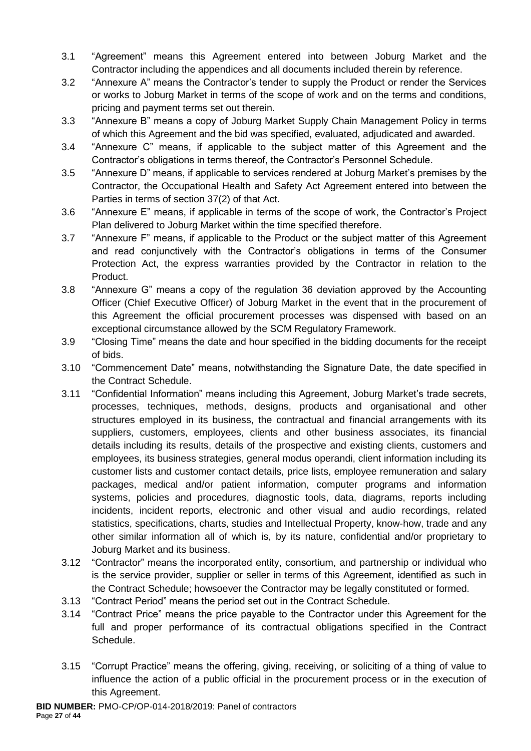3.1 "Agreement" means this Agreement entered into between Joburg Market and the Contractor including the appendices and all documents included therein by reference.

3.2 "Annexure A" means the Contractor's tender to supply the Product or render the Services or works to Joburg Market in terms of the scope of work and on the terms and conditions, pricing and payment terms set out therein.

3.3 "Annexure B" means a copy of Joburg Market Supply Chain Management Policy in terms of which this Agreement and the bid was specified, evaluated, adjudicated and awarded.

3.4 "Annexure C" means, if applicable to the subject matter of this Agreement and the Contractor's obligations in terms thereof, the Contractor's Personnel Schedule.

3.5 "Annexure D" means, if applicable to services rendered at Joburg Market's premises by the Contractor, the Occupational Health and Safety Act Agreement entered into between the Parties in terms of section 37(2) of that Act.

3.6 "Annexure E" means, if applicable in terms of the scope of work, the Contractor's Project Plan delivered to Joburg Market within the time specified therefore.

3.7 "Annexure F" means, if applicable to the Product or the subject matter of this Agreement and read conjunctively with the Contractor's obligations in terms of the Consumer Protection Act, the express warranties provided by the Contractor in relation to the Product.

3.8 "Annexure G" means a copy of the regulation 36 deviation approved by the Accounting Officer (Chief Executive Officer) of Joburg Market in the event that in the procurement of this Agreement the official procurement processes was dispensed with based on an exceptional circumstance allowed by the SCM Regulatory Framework.

3.9 "Closing Time" means the date and hour specified in the bidding documents for the receipt of bids.

3.10 "Commencement Date" means, notwithstanding the Signature Date, the date specified in the Contract Schedule.

3.11 "Confidential Information" means including this Agreement, Joburg Market's trade secrets, processes, techniques, methods, designs, products and organisational and other structures employed in its business, the contractual and financial arrangements with its suppliers, customers, employees, clients and other business associates, its financial details including its results, details of the prospective and existing clients, customers and employees, its business strategies, general modus operandi, client information including its customer lists and customer contact details, price lists, employee remuneration and salary packages, medical and/or patient information, computer programs and information systems, policies and procedures, diagnostic tools, data, diagrams, reports including incidents, incident reports, electronic and other visual and audio recordings, related statistics, specifications, charts, studies and Intellectual Property, know-how, trade and any other similar information all of which is, by its nature, confidential and/or proprietary to Joburg Market and its business.

3.12 "Contractor" means the incorporated entity, consortium, and partnership or individual who is the service provider, supplier or seller in terms of this Agreement, identified as such in the Contract Schedule; howsoever the Contractor may be legally constituted or formed.

3.13 "Contract Period" means the period set out in the Contract Schedule.

3.14 "Contract Price" means the price payable to the Contractor under this Agreement for the full and proper performance of its contractual obligations specified in the Contract Schedule.

3.15 "Corrupt Practice" means the offering, giving, receiving, or soliciting of a thing of value to influence the action of a public official in the procurement process or in the execution of this Agreement.

**BID NUMBER:** PMO-CP/OP-014-2018/2019: Panel of contractors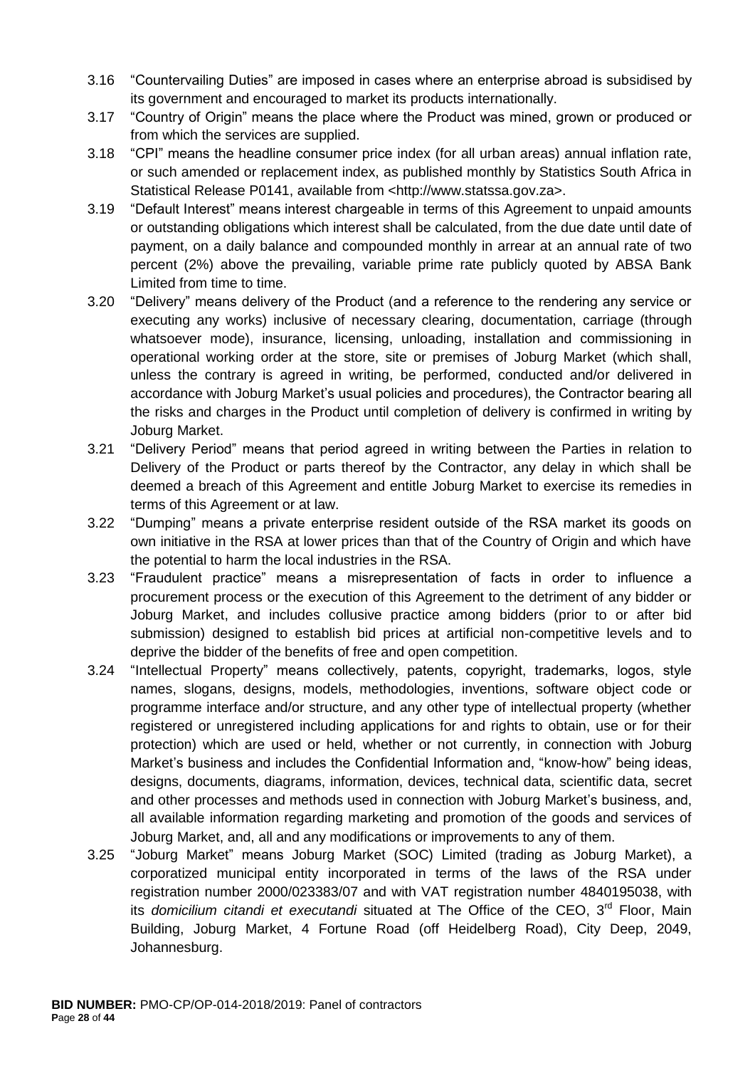3.16 "Countervailing Duties" are imposed in cases where an enterprise abroad is subsidised by its government and encouraged to market its products internationally.

3.17 "Country of Origin" means the place where the Product was mined, grown or produced or from which the services are supplied.

3.18 "CPI" means the headline consumer price index (for all urban areas) annual inflation rate, or such amended or replacement index, as published monthly by Statistics South Africa in Statistical Release P0141, available from <http://www.statssa.gov.za>.

3.19 "Default Interest" means interest chargeable in terms of this Agreement to unpaid amounts or outstanding obligations which interest shall be calculated, from the due date until date of payment, on a daily balance and compounded monthly in arrear at an annual rate of two percent (2%) above the prevailing, variable prime rate publicly quoted by ABSA Bank Limited from time to time.

3.20 "Delivery" means delivery of the Product (and a reference to the rendering any service or executing any works) inclusive of necessary clearing, documentation, carriage (through whatsoever mode), insurance, licensing, unloading, installation and commissioning in operational working order at the store, site or premises of Joburg Market (which shall, unless the contrary is agreed in writing, be performed, conducted and/or delivered in accordance with Joburg Market's usual policies and procedures), the Contractor bearing all the risks and charges in the Product until completion of delivery is confirmed in writing by Joburg Market.

3.21 "Delivery Period" means that period agreed in writing between the Parties in relation to Delivery of the Product or parts thereof by the Contractor, any delay in which shall be deemed a breach of this Agreement and entitle Joburg Market to exercise its remedies in terms of this Agreement or at law.

3.22 "Dumping" means a private enterprise resident outside of the RSA market its goods on own initiative in the RSA at lower prices than that of the Country of Origin and which have the potential to harm the local industries in the RSA.

3.23 "Fraudulent practice" means a misrepresentation of facts in order to influence a procurement process or the execution of this Agreement to the detriment of any bidder or Joburg Market, and includes collusive practice among bidders (prior to or after bid submission) designed to establish bid prices at artificial non-competitive levels and to deprive the bidder of the benefits of free and open competition.

3.24 "Intellectual Property" means collectively, patents, copyright, trademarks, logos, style names, slogans, designs, models, methodologies, inventions, software object code or programme interface and/or structure, and any other type of intellectual property (whether registered or unregistered including applications for and rights to obtain, use or for their protection) which are used or held, whether or not currently, in connection with Joburg Market's business and includes the Confidential Information and, "know-how" being ideas, designs, documents, diagrams, information, devices, technical data, scientific data, secret and other processes and methods used in connection with Joburg Market's business, and, all available information regarding marketing and promotion of the goods and services of Joburg Market, and, all and any modifications or improvements to any of them.

3.25 "Joburg Market" means Joburg Market (SOC) Limited (trading as Joburg Market), a corporatized municipal entity incorporated in terms of the laws of the RSA under registration number 2000/023383/07 and with VAT registration number 4840195038, with its *domicilium citandi et executandi* situated at The Office of the CEO, 3rd Floor, Main Building, Joburg Market, 4 Fortune Road (off Heidelberg Road), City Deep, 2049, Johannesburg.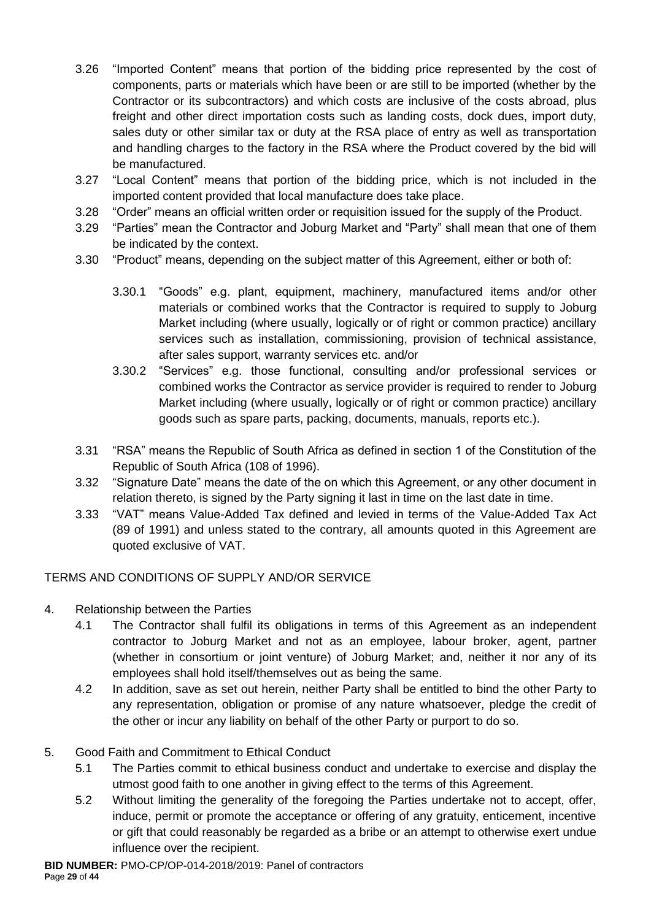3.26 "Imported Content" means that portion of the bidding price represented by the cost of components, parts or materials which have been or are still to be imported (whether by the Contractor or its subcontractors) and which costs are inclusive of the costs abroad, plus freight and other direct importation costs such as landing costs, dock dues, import duty, sales duty or other similar tax or duty at the RSA place of entry as well as transportation and handling charges to the factory in the RSA where the Product covered by the bid will be manufactured.

3.27 "Local Content" means that portion of the bidding price, which is not included in the imported content provided that local manufacture does take place.

3.28 "Order" means an official written order or requisition issued for the supply of the Product.

3.29 "Parties" mean the Contractor and Joburg Market and "Party" shall mean that one of them be indicated by the context.

3.30 "Product" means, depending on the subject matter of this Agreement, either or both of:

3.30.1 "Goods" e.g. plant, equipment, machinery, manufactured items and/or other materials or combined works that the Contractor is required to supply to Joburg Market including (where usually, logically or of right or common practice) ancillary services such as installation, commissioning, provision of technical assistance, after sales support, warranty services etc. and/or

3.30.2 "Services" e.g. those functional, consulting and/or professional services or combined works the Contractor as service provider is required to render to Joburg Market including (where usually, logically or of right or common practice) ancillary goods such as spare parts, packing, documents, manuals, reports etc.).

3.31 "RSA" means the Republic of South Africa as defined in section 1 of the Constitution of the Republic of South Africa (108 of 1996).

3.32 "Signature Date" means the date of the on which this Agreement, or any other document in relation thereto, is signed by the Party signing it last in time on the last date in time.

3.33 "VAT" means Value-Added Tax defined and levied in terms of the Value-Added Tax Act (89 of 1991) and unless stated to the contrary, all amounts quoted in this Agreement are quoted exclusive of VAT.

TERMS AND CONDITIONS OF SUPPLY AND/OR SERVICE

4. Relationship between the Parties

4.1 The Contractor shall fulfil its obligations in terms of this Agreement as an independent contractor to Joburg Market and not as an employee, labour broker, agent, partner (whether in consortium or joint venture) of Joburg Market; and, neither it nor any of its employees shall hold itself/themselves out as being the same.

4.2 In addition, save as set out herein, neither Party shall be entitled to bind the other Party to any representation, obligation or promise of any nature whatsoever, pledge the credit of the other or incur any liability on behalf of the other Party or purport to do so.

5. Good Faith and Commitment to Ethical Conduct

5.1 The Parties commit to ethical business conduct and undertake to exercise and display the utmost good faith to one another in giving effect to the terms of this Agreement.

5.2 Without limiting the generality of the foregoing the Parties undertake not to accept, offer, induce, permit or promote the acceptance or offering of any gratuity, enticement, incentive or gift that could reasonably be regarded as a bribe or an attempt to otherwise exert undue influence over the recipient.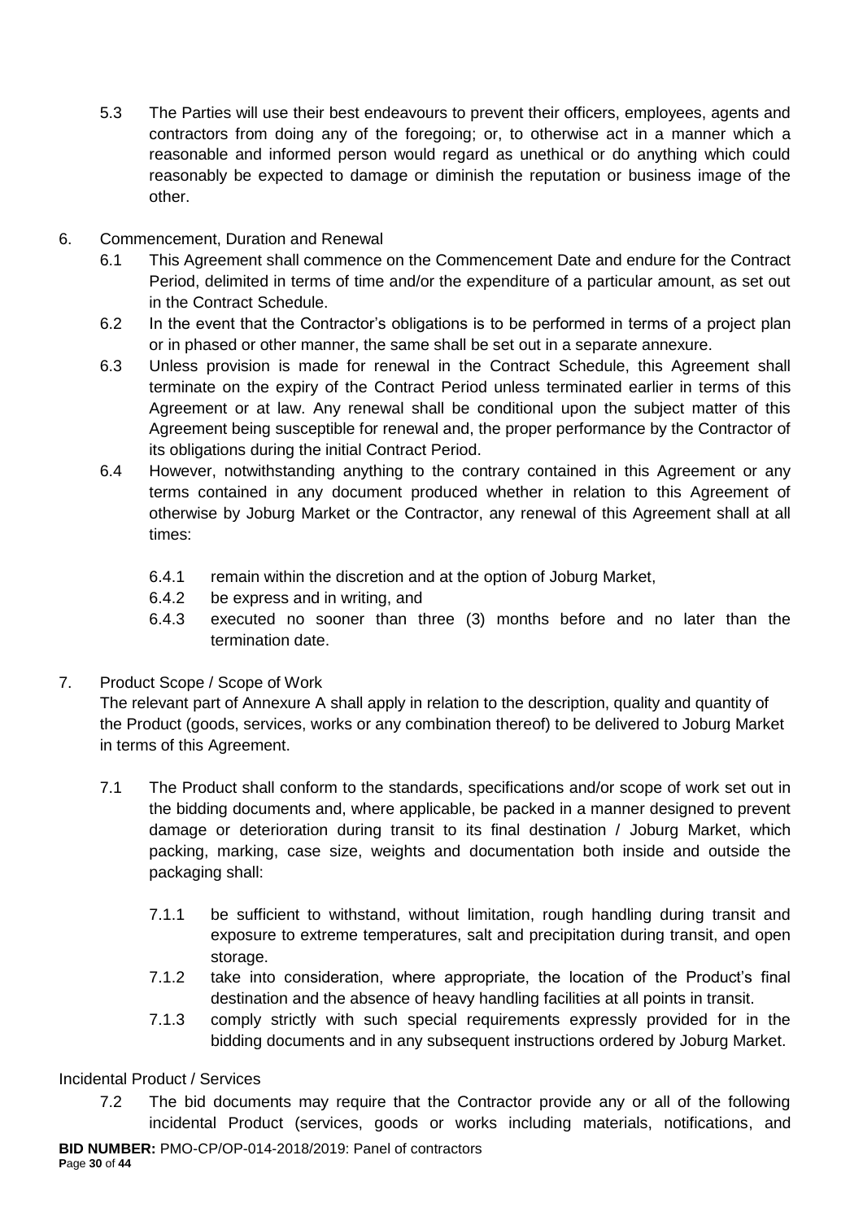5.3 The Parties will use their best endeavours to prevent their officers, employees, agents and contractors from doing any of the foregoing; or, to otherwise act in a manner which a reasonable and informed person would regard as unethical or do anything which could reasonably be expected to damage or diminish the reputation or business image of the other.

6. Commencement, Duration and Renewal

6.1 This Agreement shall commence on the Commencement Date and endure for the Contract Period, delimited in terms of time and/or the expenditure of a particular amount, as set out in the Contract Schedule.

6.2 In the event that the Contractor's obligations is to be performed in terms of a project plan or in phased or other manner, the same shall be set out in a separate annexure.

6.3 Unless provision is made for renewal in the Contract Schedule, this Agreement shall terminate on the expiry of the Contract Period unless terminated earlier in terms of this Agreement or at law. Any renewal shall be conditional upon the subject matter of this Agreement being susceptible for renewal and, the proper performance by the Contractor of its obligations during the initial Contract Period.

6.4 However, notwithstanding anything to the contrary contained in this Agreement or any terms contained in any document produced whether in relation to this Agreement of otherwise by Joburg Market or the Contractor, any renewal of this Agreement shall at all times:

6.4.1 remain within the discretion and at the option of Joburg Market,

6.4.2 be express and in writing, and

6.4.3 executed no sooner than three (3) months before and no later than the termination date.

7. Product Scope / Scope of Work

The relevant part of Annexure A shall apply in relation to the description, quality and quantity of the Product (goods, services, works or any combination thereof) to be delivered to Joburg Market in terms of this Agreement.

7.1 The Product shall conform to the standards, specifications and/or scope of work set out in the bidding documents and, where applicable, be packed in a manner designed to prevent damage or deterioration during transit to its final destination / Joburg Market, which packing, marking, case size, weights and documentation both inside and outside the packaging shall:

7.1.1 be sufficient to withstand, without limitation, rough handling during transit and exposure to extreme temperatures, salt and precipitation during transit, and open storage.

7.1.2 take into consideration, where appropriate, the location of the Product's final destination and the absence of heavy handling facilities at all points in transit.

7.1.3 comply strictly with such special requirements expressly provided for in the bidding documents and in any subsequent instructions ordered by Joburg Market.

Incidental Product / Services

7.2 The bid documents may require that the Contractor provide any or all of the following incidental Product (services, goods or works including materials, notifications, and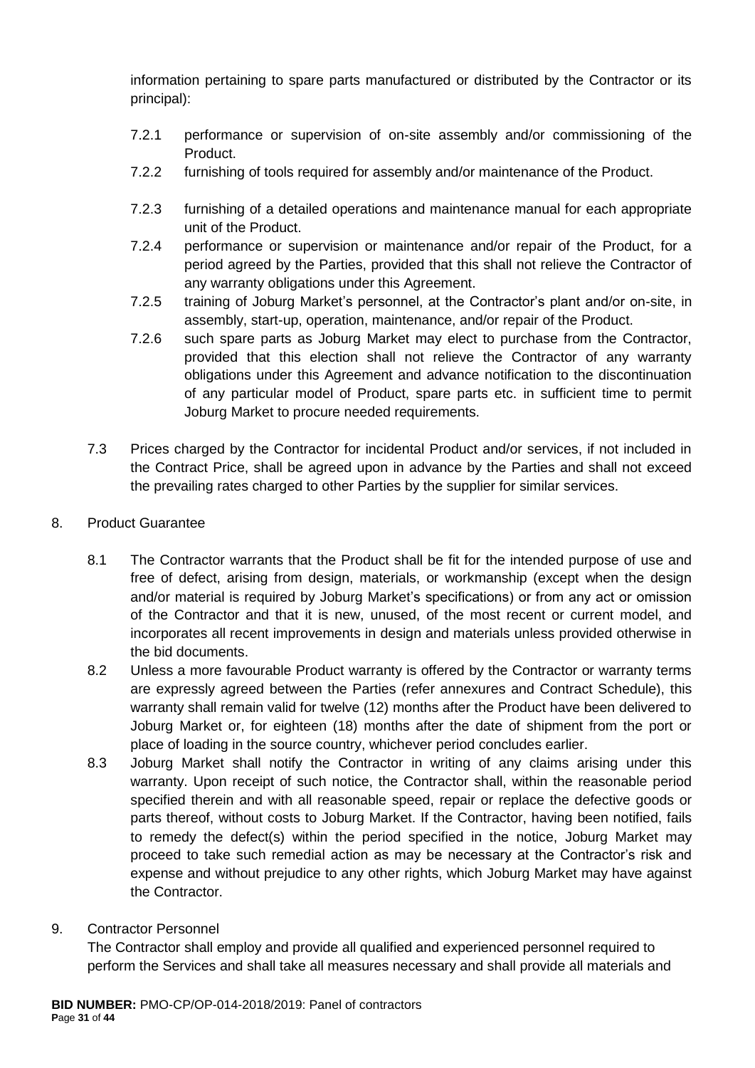information pertaining to spare parts manufactured or distributed by the Contractor or its principal):

7.2.1 performance or supervision of on-site assembly and/or commissioning of the Product.

7.2.2 furnishing of tools required for assembly and/or maintenance of the Product.

7.2.3 furnishing of a detailed operations and maintenance manual for each appropriate unit of the Product.

7.2.4 performance or supervision or maintenance and/or repair of the Product, for a period agreed by the Parties, provided that this shall not relieve the Contractor of any warranty obligations under this Agreement.

7.2.5 training of Joburg Market's personnel, at the Contractor's plant and/or on-site, in assembly, start-up, operation, maintenance, and/or repair of the Product.

7.2.6 such spare parts as Joburg Market may elect to purchase from the Contractor, provided that this election shall not relieve the Contractor of any warranty obligations under this Agreement and advance notification to the discontinuation of any particular model of Product, spare parts etc. in sufficient time to permit Joburg Market to procure needed requirements.

7.3 Prices charged by the Contractor for incidental Product and/or services, if not included in the Contract Price, shall be agreed upon in advance by the Parties and shall not exceed the prevailing rates charged to other Parties by the supplier for similar services.

8. Product Guarantee

8.1 The Contractor warrants that the Product shall be fit for the intended purpose of use and free of defect, arising from design, materials, or workmanship (except when the design and/or material is required by Joburg Market's specifications) or from any act or omission of the Contractor and that it is new, unused, of the most recent or current model, and incorporates all recent improvements in design and materials unless provided otherwise in the bid documents.

8.2 Unless a more favourable Product warranty is offered by the Contractor or warranty terms are expressly agreed between the Parties (refer annexures and Contract Schedule), this warranty shall remain valid for twelve (12) months after the Product have been delivered to Joburg Market or, for eighteen (18) months after the date of shipment from the port or place of loading in the source country, whichever period concludes earlier.

8.3 Joburg Market shall notify the Contractor in writing of any claims arising under this warranty. Upon receipt of such notice, the Contractor shall, within the reasonable period specified therein and with all reasonable speed, repair or replace the defective goods or parts thereof, without costs to Joburg Market. If the Contractor, having been notified, fails to remedy the defect(s) within the period specified in the notice, Joburg Market may proceed to take such remedial action as may be necessary at the Contractor's risk and expense and without prejudice to any other rights, which Joburg Market may have against the Contractor.

9. Contractor Personnel

The Contractor shall employ and provide all qualified and experienced personnel required to perform the Services and shall take all measures necessary and shall provide all materials and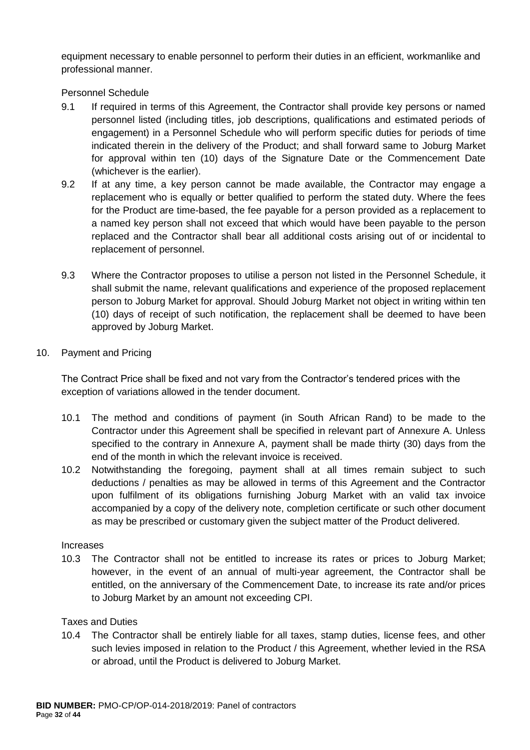equipment necessary to enable personnel to perform their duties in an efficient, workmanlike and professional manner.

Personnel Schedule

9.1 If required in terms of this Agreement, the Contractor shall provide key persons or named personnel listed (including titles, job descriptions, qualifications and estimated periods of engagement) in a Personnel Schedule who will perform specific duties for periods of time indicated therein in the delivery of the Product; and shall forward same to Joburg Market for approval within ten (10) days of the Signature Date or the Commencement Date (whichever is the earlier).

9.2 If at any time, a key person cannot be made available, the Contractor may engage a replacement who is equally or better qualified to perform the stated duty. Where the fees for the Product are time-based, the fee payable for a person provided as a replacement to a named key person shall not exceed that which would have been payable to the person replaced and the Contractor shall bear all additional costs arising out of or incidental to replacement of personnel.

9.3 Where the Contractor proposes to utilise a person not listed in the Personnel Schedule, it shall submit the name, relevant qualifications and experience of the proposed replacement person to Joburg Market for approval. Should Joburg Market not object in writing within ten (10) days of receipt of such notification, the replacement shall be deemed to have been approved by Joburg Market.

10. Payment and Pricing

The Contract Price shall be fixed and not vary from the Contractor's tendered prices with the exception of variations allowed in the tender document.

10.1 The method and conditions of payment (in South African Rand) to be made to the Contractor under this Agreement shall be specified in relevant part of Annexure A. Unless specified to the contrary in Annexure A, payment shall be made thirty (30) days from the end of the month in which the relevant invoice is received.

10.2 Notwithstanding the foregoing, payment shall at all times remain subject to such deductions / penalties as may be allowed in terms of this Agreement and the Contractor upon fulfilment of its obligations furnishing Joburg Market with an valid tax invoice accompanied by a copy of the delivery note, completion certificate or such other document as may be prescribed or customary given the subject matter of the Product delivered.

Increases

10.3 The Contractor shall not be entitled to increase its rates or prices to Joburg Market; however, in the event of an annual of multi-year agreement, the Contractor shall be entitled, on the anniversary of the Commencement Date, to increase its rate and/or prices to Joburg Market by an amount not exceeding CPI.

Taxes and Duties

10.4 The Contractor shall be entirely liable for all taxes, stamp duties, license fees, and other such levies imposed in relation to the Product / this Agreement, whether levied in the RSA or abroad, until the Product is delivered to Joburg Market.

**BID NUMBER:** PMO-CP/OP-014-2018/2019: Panel of contractors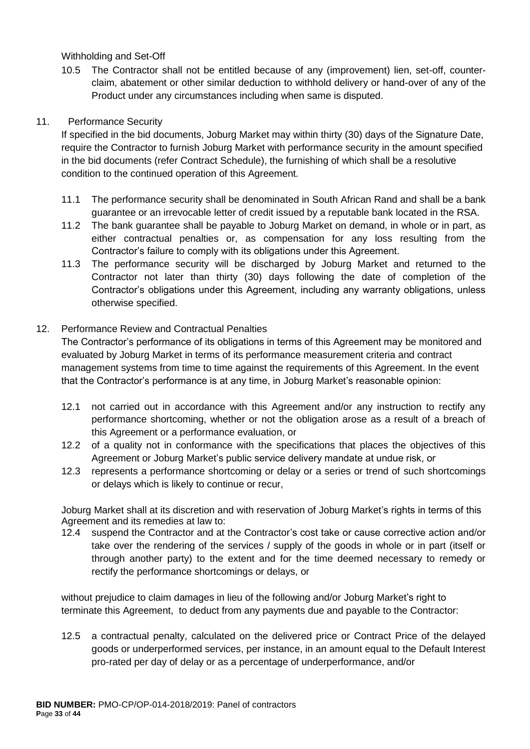Withholding and Set-Off

10.5 The Contractor shall not be entitled because of any (improvement) lien, set-off, counter-claim, abatement or other similar deduction to withhold delivery or hand-over of any of the Product under any circumstances including when same is disputed.

## 11. Performance Security

If specified in the bid documents, Joburg Market may within thirty (30) days of the Signature Date, require the Contractor to furnish Joburg Market with performance security in the amount specified in the bid documents (refer Contract Schedule), the furnishing of which shall be a resolutive condition to the continued operation of this Agreement.

11.1 The performance security shall be denominated in South African Rand and shall be a bank guarantee or an irrevocable letter of credit issued by a reputable bank located in the RSA.

11.2 The bank guarantee shall be payable to Joburg Market on demand, in whole or in part, as either contractual penalties or, as compensation for any loss resulting from the Contractor's failure to comply with its obligations under this Agreement.

11.3 The performance security will be discharged by Joburg Market and returned to the Contractor not later than thirty (30) days following the date of completion of the Contractor's obligations under this Agreement, including any warranty obligations, unless otherwise specified.

## 12. Performance Review and Contractual Penalties

The Contractor's performance of its obligations in terms of this Agreement may be monitored and evaluated by Joburg Market in terms of its performance measurement criteria and contract management systems from time to time against the requirements of this Agreement. In the event that the Contractor's performance is at any time, in Joburg Market's reasonable opinion:

12.1 not carried out in accordance with this Agreement and/or any instruction to rectify any performance shortcoming, whether or not the obligation arose as a result of a breach of this Agreement or a performance evaluation, or

12.2 of a quality not in conformance with the specifications that places the objectives of this Agreement or Joburg Market's public service delivery mandate at undue risk, or

12.3 represents a performance shortcoming or delay or a series or trend of such shortcomings or delays which is likely to continue or recur,

Joburg Market shall at its discretion and with reservation of Joburg Market's rights in terms of this Agreement and its remedies at law to:

12.4 suspend the Contractor and at the Contractor's cost take or cause corrective action and/or take over the rendering of the services / supply of the goods in whole or in part (itself or through another party) to the extent and for the time deemed necessary to remedy or rectify the performance shortcomings or delays, or

without prejudice to claim damages in lieu of the following and/or Joburg Market's right to terminate this Agreement, to deduct from any payments due and payable to the Contractor:

12.5 a contractual penalty, calculated on the delivered price or Contract Price of the delayed goods or underperformed services, per instance, in an amount equal to the Default Interest pro-rated per day of delay or as a percentage of underperformance, and/or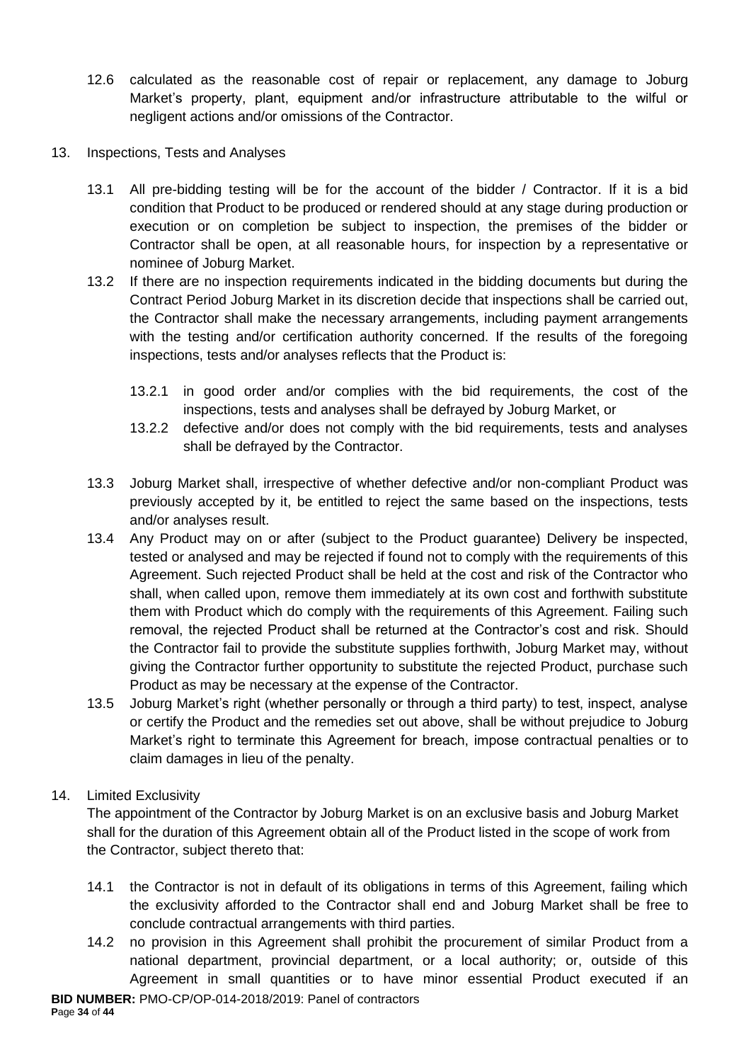12.6 calculated as the reasonable cost of repair or replacement, any damage to Joburg Market's property, plant, equipment and/or infrastructure attributable to the wilful or negligent actions and/or omissions of the Contractor.

13. Inspections, Tests and Analyses

13.1 All pre-bidding testing will be for the account of the bidder / Contractor. If it is a bid condition that Product to be produced or rendered should at any stage during production or execution or on completion be subject to inspection, the premises of the bidder or Contractor shall be open, at all reasonable hours, for inspection by a representative or nominee of Joburg Market.

13.2 If there are no inspection requirements indicated in the bidding documents but during the Contract Period Joburg Market in its discretion decide that inspections shall be carried out, the Contractor shall make the necessary arrangements, including payment arrangements with the testing and/or certification authority concerned. If the results of the foregoing inspections, tests and/or analyses reflects that the Product is:

13.2.1 in good order and/or complies with the bid requirements, the cost of the inspections, tests and analyses shall be defrayed by Joburg Market, or

13.2.2 defective and/or does not comply with the bid requirements, tests and analyses shall be defrayed by the Contractor.

13.3 Joburg Market shall, irrespective of whether defective and/or non-compliant Product was previously accepted by it, be entitled to reject the same based on the inspections, tests and/or analyses result.

13.4 Any Product may on or after (subject to the Product guarantee) Delivery be inspected, tested or analysed and may be rejected if found not to comply with the requirements of this Agreement. Such rejected Product shall be held at the cost and risk of the Contractor who shall, when called upon, remove them immediately at its own cost and forthwith substitute them with Product which do comply with the requirements of this Agreement. Failing such removal, the rejected Product shall be returned at the Contractor's cost and risk. Should the Contractor fail to provide the substitute supplies forthwith, Joburg Market may, without giving the Contractor further opportunity to substitute the rejected Product, purchase such Product as may be necessary at the expense of the Contractor.

13.5 Joburg Market's right (whether personally or through a third party) to test, inspect, analyse or certify the Product and the remedies set out above, shall be without prejudice to Joburg Market's right to terminate this Agreement for breach, impose contractual penalties or to claim damages in lieu of the penalty.

14. Limited Exclusivity

The appointment of the Contractor by Joburg Market is on an exclusive basis and Joburg Market shall for the duration of this Agreement obtain all of the Product listed in the scope of work from the Contractor, subject thereto that:

14.1 the Contractor is not in default of its obligations in terms of this Agreement, failing which the exclusivity afforded to the Contractor shall end and Joburg Market shall be free to conclude contractual arrangements with third parties.

14.2 no provision in this Agreement shall prohibit the procurement of similar Product from a national department, provincial department, or a local authority; or, outside of this Agreement in small quantities or to have minor essential Product executed if an

**BID NUMBER:** PMO-CP/OP-014-2018/2019: Panel of contractors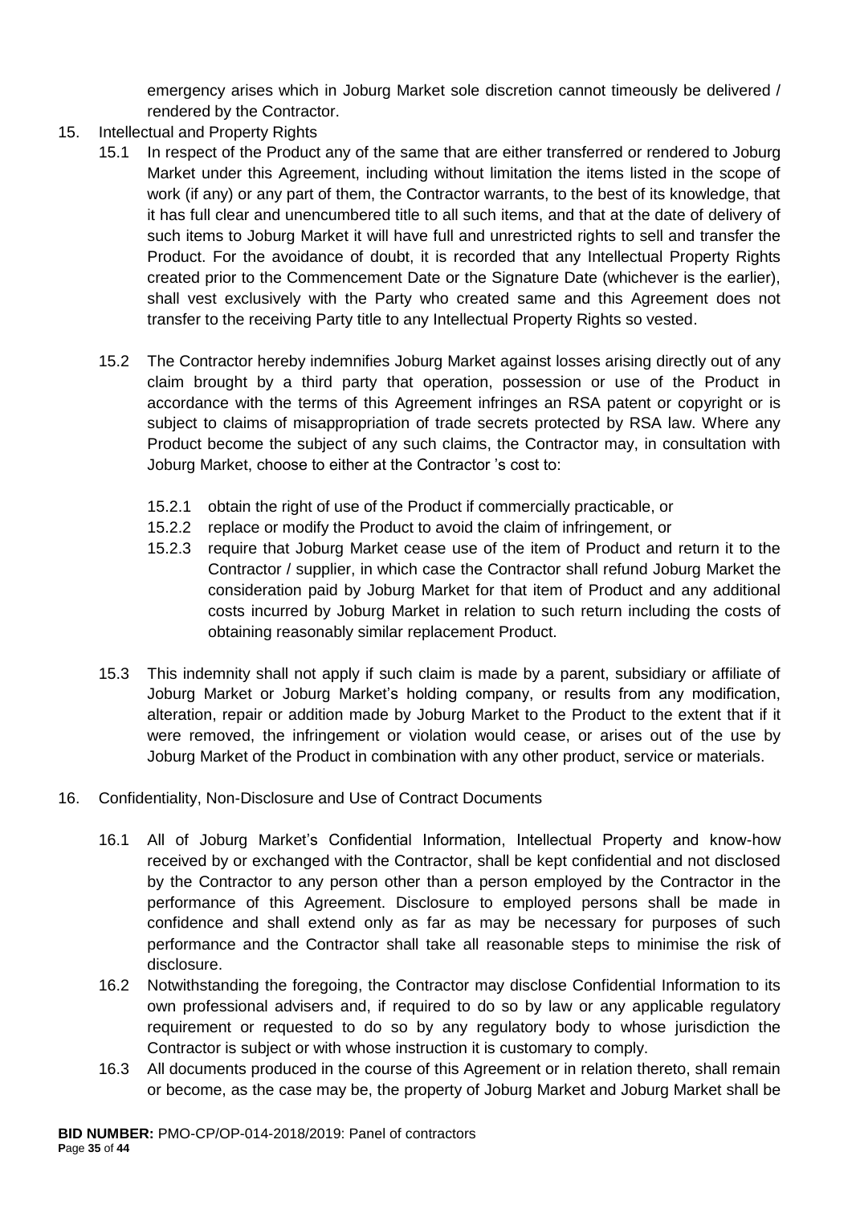emergency arises which in Joburg Market sole discretion cannot timeously be delivered / rendered by the Contractor.

15. Intellectual and Property Rights

    15.1 In respect of the Product any of the same that are either transferred or rendered to Joburg Market under this Agreement, including without limitation the items listed in the scope of work (if any) or any part of them, the Contractor warrants, to the best of its knowledge, that it has full clear and unencumbered title to all such items, and that at the date of delivery of such items to Joburg Market it will have full and unrestricted rights to sell and transfer the Product. For the avoidance of doubt, it is recorded that any Intellectual Property Rights created prior to the Commencement Date or the Signature Date (whichever is the earlier), shall vest exclusively with the Party who created same and this Agreement does not transfer to the receiving Party title to any Intellectual Property Rights so vested.

    15.2 The Contractor hereby indemnifies Joburg Market against losses arising directly out of any claim brought by a third party that operation, possession or use of the Product in accordance with the terms of this Agreement infringes an RSA patent or copyright or is subject to claims of misappropriation of trade secrets protected by RSA law. Where any Product become the subject of any such claims, the Contractor may, in consultation with Joburg Market, choose to either at the Contractor 's cost to:

        15.2.1 obtain the right of use of the Product if commercially practicable, or

        15.2.2 replace or modify the Product to avoid the claim of infringement, or

        15.2.3 require that Joburg Market cease use of the item of Product and return it to the Contractor / supplier, in which case the Contractor shall refund Joburg Market the consideration paid by Joburg Market for that item of Product and any additional costs incurred by Joburg Market in relation to such return including the costs of obtaining reasonably similar replacement Product.

    15.3 This indemnity shall not apply if such claim is made by a parent, subsidiary or affiliate of Joburg Market or Joburg Market's holding company, or results from any modification, alteration, repair or addition made by Joburg Market to the Product to the extent that if it were removed, the infringement or violation would cease, or arises out of the use by Joburg Market of the Product in combination with any other product, service or materials.

16. Confidentiality, Non-Disclosure and Use of Contract Documents

    16.1 All of Joburg Market's Confidential Information, Intellectual Property and know-how received by or exchanged with the Contractor, shall be kept confidential and not disclosed by the Contractor to any person other than a person employed by the Contractor in the performance of this Agreement. Disclosure to employed persons shall be made in confidence and shall extend only as far as may be necessary for purposes of such performance and the Contractor shall take all reasonable steps to minimise the risk of disclosure.

    16.2 Notwithstanding the foregoing, the Contractor may disclose Confidential Information to its own professional advisers and, if required to do so by law or any applicable regulatory requirement or requested to do so by any regulatory body to whose jurisdiction the Contractor is subject or with whose instruction it is customary to comply.

    16.3 All documents produced in the course of this Agreement or in relation thereto, shall remain or become, as the case may be, the property of Joburg Market and Joburg Market shall be

**BID NUMBER:** PMO-CP/OP-014-2018/2019: Panel of contractors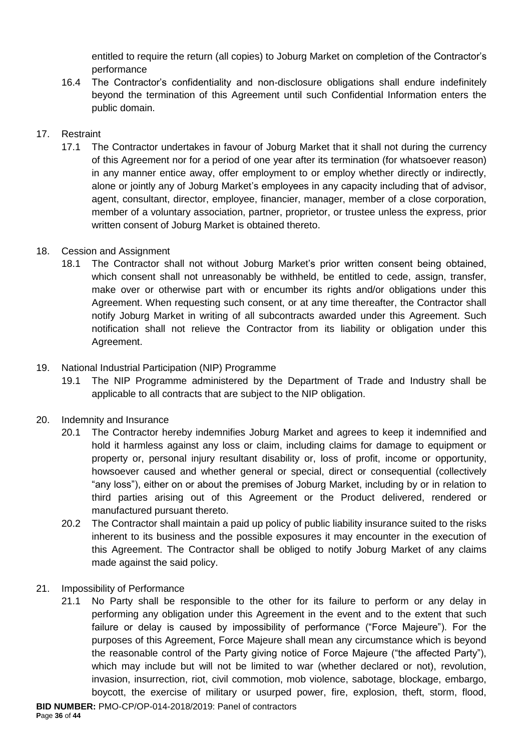entitled to require the return (all copies) to Joburg Market on completion of the Contractor's performance

16.4 The Contractor's confidentiality and non-disclosure obligations shall endure indefinitely beyond the termination of this Agreement until such Confidential Information enters the public domain.

17. Restraint

17.1 The Contractor undertakes in favour of Joburg Market that it shall not during the currency of this Agreement nor for a period of one year after its termination (for whatsoever reason) in any manner entice away, offer employment to or employ whether directly or indirectly, alone or jointly any of Joburg Market's employees in any capacity including that of advisor, agent, consultant, director, employee, financier, manager, member of a close corporation, member of a voluntary association, partner, proprietor, or trustee unless the express, prior written consent of Joburg Market is obtained thereto.

18. Cession and Assignment

18.1 The Contractor shall not without Joburg Market's prior written consent being obtained, which consent shall not unreasonably be withheld, be entitled to cede, assign, transfer, make over or otherwise part with or encumber its rights and/or obligations under this Agreement. When requesting such consent, or at any time thereafter, the Contractor shall notify Joburg Market in writing of all subcontracts awarded under this Agreement. Such notification shall not relieve the Contractor from its liability or obligation under this Agreement.

19. National Industrial Participation (NIP) Programme

19.1 The NIP Programme administered by the Department of Trade and Industry shall be applicable to all contracts that are subject to the NIP obligation.

20. Indemnity and Insurance

20.1 The Contractor hereby indemnifies Joburg Market and agrees to keep it indemnified and hold it harmless against any loss or claim, including claims for damage to equipment or property or, personal injury resultant disability or, loss of profit, income or opportunity, howsoever caused and whether general or special, direct or consequential (collectively "any loss"), either on or about the premises of Joburg Market, including by or in relation to third parties arising out of this Agreement or the Product delivered, rendered or manufactured pursuant thereto.

20.2 The Contractor shall maintain a paid up policy of public liability insurance suited to the risks inherent to its business and the possible exposures it may encounter in the execution of this Agreement. The Contractor shall be obliged to notify Joburg Market of any claims made against the said policy.

21. Impossibility of Performance

21.1 No Party shall be responsible to the other for its failure to perform or any delay in performing any obligation under this Agreement in the event and to the extent that such failure or delay is caused by impossibility of performance ("Force Majeure"). For the purposes of this Agreement, Force Majeure shall mean any circumstance which is beyond the reasonable control of the Party giving notice of Force Majeure ("the affected Party"), which may include but will not be limited to war (whether declared or not), revolution, invasion, insurrection, riot, civil commotion, mob violence, sabotage, blockage, embargo, boycott, the exercise of military or usurped power, fire, explosion, theft, storm, flood,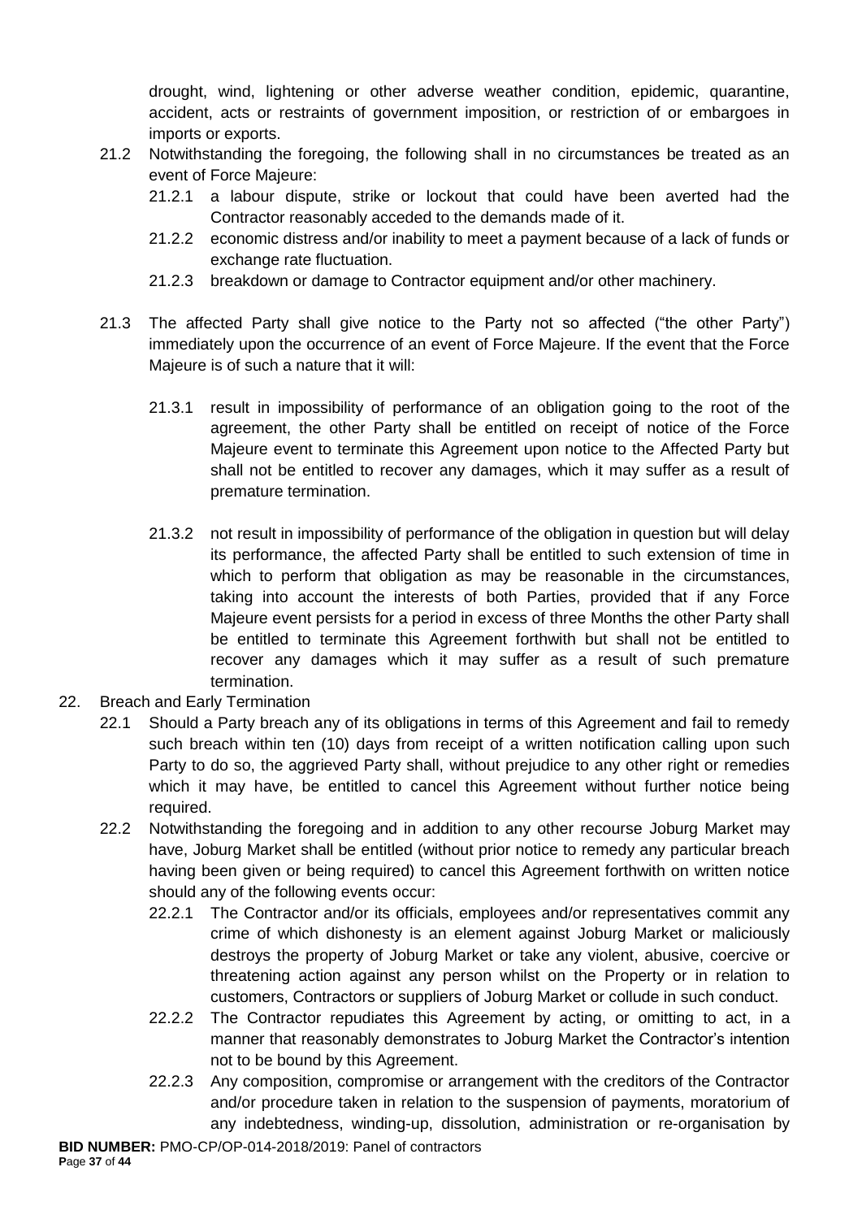drought, wind, lightening or other adverse weather condition, epidemic, quarantine, accident, acts or restraints of government imposition, or restriction of or embargoes in imports or exports.

21.2 Notwithstanding the foregoing, the following shall in no circumstances be treated as an event of Force Majeure:

21.2.1 a labour dispute, strike or lockout that could have been averted had the Contractor reasonably acceded to the demands made of it.

21.2.2 economic distress and/or inability to meet a payment because of a lack of funds or exchange rate fluctuation.

21.2.3 breakdown or damage to Contractor equipment and/or other machinery.

21.3 The affected Party shall give notice to the Party not so affected ("the other Party") immediately upon the occurrence of an event of Force Majeure. If the event that the Force Majeure is of such a nature that it will:

21.3.1 result in impossibility of performance of an obligation going to the root of the agreement, the other Party shall be entitled on receipt of notice of the Force Majeure event to terminate this Agreement upon notice to the Affected Party but shall not be entitled to recover any damages, which it may suffer as a result of premature termination.

21.3.2 not result in impossibility of performance of the obligation in question but will delay its performance, the affected Party shall be entitled to such extension of time in which to perform that obligation as may be reasonable in the circumstances, taking into account the interests of both Parties, provided that if any Force Majeure event persists for a period in excess of three Months the other Party shall be entitled to terminate this Agreement forthwith but shall not be entitled to recover any damages which it may suffer as a result of such premature termination.

22. Breach and Early Termination

22.1 Should a Party breach any of its obligations in terms of this Agreement and fail to remedy such breach within ten (10) days from receipt of a written notification calling upon such Party to do so, the aggrieved Party shall, without prejudice to any other right or remedies which it may have, be entitled to cancel this Agreement without further notice being required.

22.2 Notwithstanding the foregoing and in addition to any other recourse Joburg Market may have, Joburg Market shall be entitled (without prior notice to remedy any particular breach having been given or being required) to cancel this Agreement forthwith on written notice should any of the following events occur:

22.2.1 The Contractor and/or its officials, employees and/or representatives commit any crime of which dishonesty is an element against Joburg Market or maliciously destroys the property of Joburg Market or take any violent, abusive, coercive or threatening action against any person whilst on the Property or in relation to customers, Contractors or suppliers of Joburg Market or collude in such conduct.

22.2.2 The Contractor repudiates this Agreement by acting, or omitting to act, in a manner that reasonably demonstrates to Joburg Market the Contractor's intention not to be bound by this Agreement.

22.2.3 Any composition, compromise or arrangement with the creditors of the Contractor and/or procedure taken in relation to the suspension of payments, moratorium of any indebtedness, winding-up, dissolution, administration or re-organisation by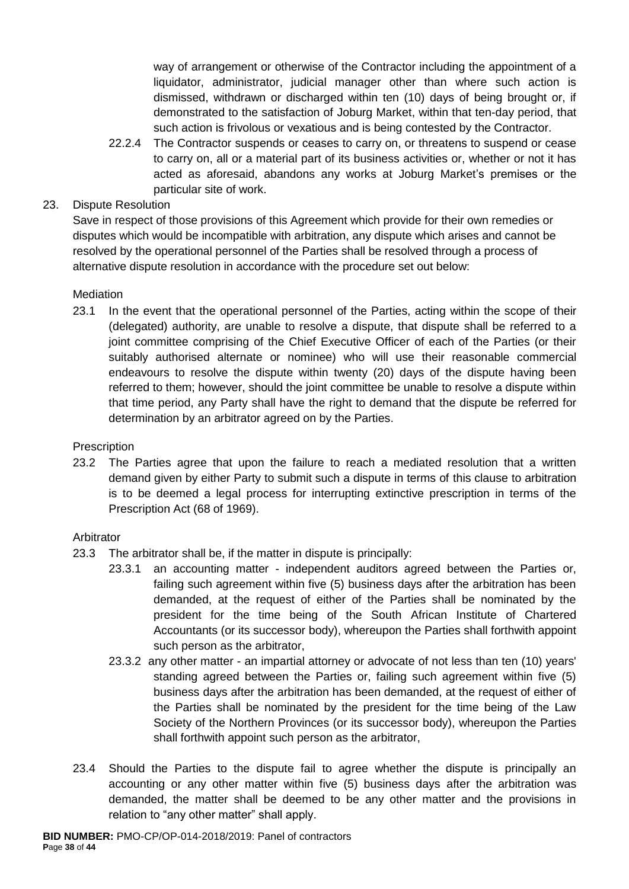way of arrangement or otherwise of the Contractor including the appointment of a liquidator, administrator, judicial manager other than where such action is dismissed, withdrawn or discharged within ten (10) days of being brought or, if demonstrated to the satisfaction of Joburg Market, within that ten-day period, that such action is frivolous or vexatious and is being contested by the Contractor.

22.2.4 The Contractor suspends or ceases to carry on, or threatens to suspend or cease to carry on, all or a material part of its business activities or, whether or not it has acted as aforesaid, abandons any works at Joburg Market's premises or the particular site of work.

23. Dispute Resolution

Save in respect of those provisions of this Agreement which provide for their own remedies or disputes which would be incompatible with arbitration, any dispute which arises and cannot be resolved by the operational personnel of the Parties shall be resolved through a process of alternative dispute resolution in accordance with the procedure set out below:

Mediation

23.1 In the event that the operational personnel of the Parties, acting within the scope of their (delegated) authority, are unable to resolve a dispute, that dispute shall be referred to a joint committee comprising of the Chief Executive Officer of each of the Parties (or their suitably authorised alternate or nominee) who will use their reasonable commercial endeavours to resolve the dispute within twenty (20) days of the dispute having been referred to them; however, should the joint committee be unable to resolve a dispute within that time period, any Party shall have the right to demand that the dispute be referred for determination by an arbitrator agreed on by the Parties.

Prescription

23.2 The Parties agree that upon the failure to reach a mediated resolution that a written demand given by either Party to submit such a dispute in terms of this clause to arbitration is to be deemed a legal process for interrupting extinctive prescription in terms of the Prescription Act (68 of 1969).

Arbitrator

23.3 The arbitrator shall be, if the matter in dispute is principally:

23.3.1 an accounting matter - independent auditors agreed between the Parties or, failing such agreement within five (5) business days after the arbitration has been demanded, at the request of either of the Parties shall be nominated by the president for the time being of the South African Institute of Chartered Accountants (or its successor body), whereupon the Parties shall forthwith appoint such person as the arbitrator,

23.3.2 any other matter - an impartial attorney or advocate of not less than ten (10) years' standing agreed between the Parties or, failing such agreement within five (5) business days after the arbitration has been demanded, at the request of either of the Parties shall be nominated by the president for the time being of the Law Society of the Northern Provinces (or its successor body), whereupon the Parties shall forthwith appoint such person as the arbitrator,

23.4 Should the Parties to the dispute fail to agree whether the dispute is principally an accounting or any other matter within five (5) business days after the arbitration was demanded, the matter shall be deemed to be any other matter and the provisions in relation to "any other matter" shall apply.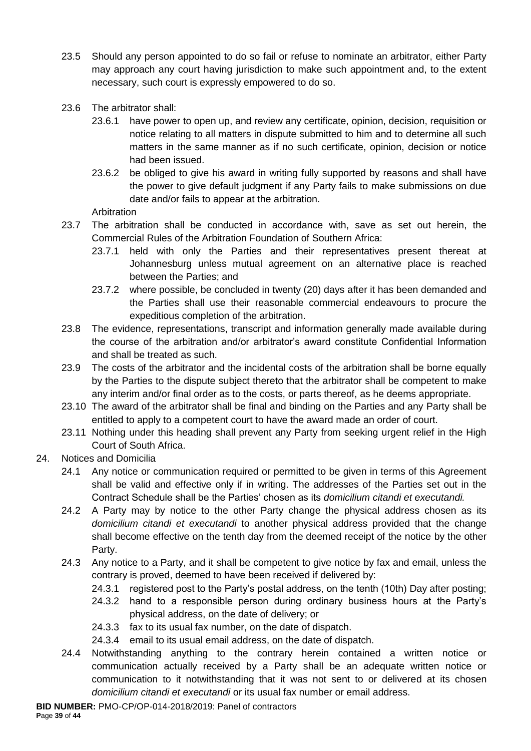23.5 Should any person appointed to do so fail or refuse to nominate an arbitrator, either Party may approach any court having jurisdiction to make such appointment and, to the extent necessary, such court is expressly empowered to do so.

23.6 The arbitrator shall:

23.6.1 have power to open up, and review any certificate, opinion, decision, requisition or notice relating to all matters in dispute submitted to him and to determine all such matters in the same manner as if no such certificate, opinion, decision or notice had been issued.

23.6.2 be obliged to give his award in writing fully supported by reasons and shall have the power to give default judgment if any Party fails to make submissions on due date and/or fails to appear at the arbitration.

Arbitration

23.7 The arbitration shall be conducted in accordance with, save as set out herein, the Commercial Rules of the Arbitration Foundation of Southern Africa:

23.7.1 held with only the Parties and their representatives present thereat at Johannesburg unless mutual agreement on an alternative place is reached between the Parties; and

23.7.2 where possible, be concluded in twenty (20) days after it has been demanded and the Parties shall use their reasonable commercial endeavours to procure the expeditious completion of the arbitration.

23.8 The evidence, representations, transcript and information generally made available during the course of the arbitration and/or arbitrator's award constitute Confidential Information and shall be treated as such.

23.9 The costs of the arbitrator and the incidental costs of the arbitration shall be borne equally by the Parties to the dispute subject thereto that the arbitrator shall be competent to make any interim and/or final order as to the costs, or parts thereof, as he deems appropriate.

23.10 The award of the arbitrator shall be final and binding on the Parties and any Party shall be entitled to apply to a competent court to have the award made an order of court.

23.11 Nothing under this heading shall prevent any Party from seeking urgent relief in the High Court of South Africa.

24. Notices and Domicilia

24.1 Any notice or communication required or permitted to be given in terms of this Agreement shall be valid and effective only if in writing. The addresses of the Parties set out in the Contract Schedule shall be the Parties' chosen as its *domicilium citandi et executandi.*

24.2 A Party may by notice to the other Party change the physical address chosen as its *domicilium citandi et executandi* to another physical address provided that the change shall become effective on the tenth day from the deemed receipt of the notice by the other Party.

24.3 Any notice to a Party, and it shall be competent to give notice by fax and email, unless the contrary is proved, deemed to have been received if delivered by:

24.3.1 registered post to the Party's postal address, on the tenth (10th) Day after posting;

24.3.2 hand to a responsible person during ordinary business hours at the Party's physical address, on the date of delivery; or

24.3.3 fax to its usual fax number, on the date of dispatch.

24.3.4 email to its usual email address, on the date of dispatch.

24.4 Notwithstanding anything to the contrary herein contained a written notice or communication actually received by a Party shall be an adequate written notice or communication to it notwithstanding that it was not sent to or delivered at its chosen *domicilium citandi et executandi* or its usual fax number or email address.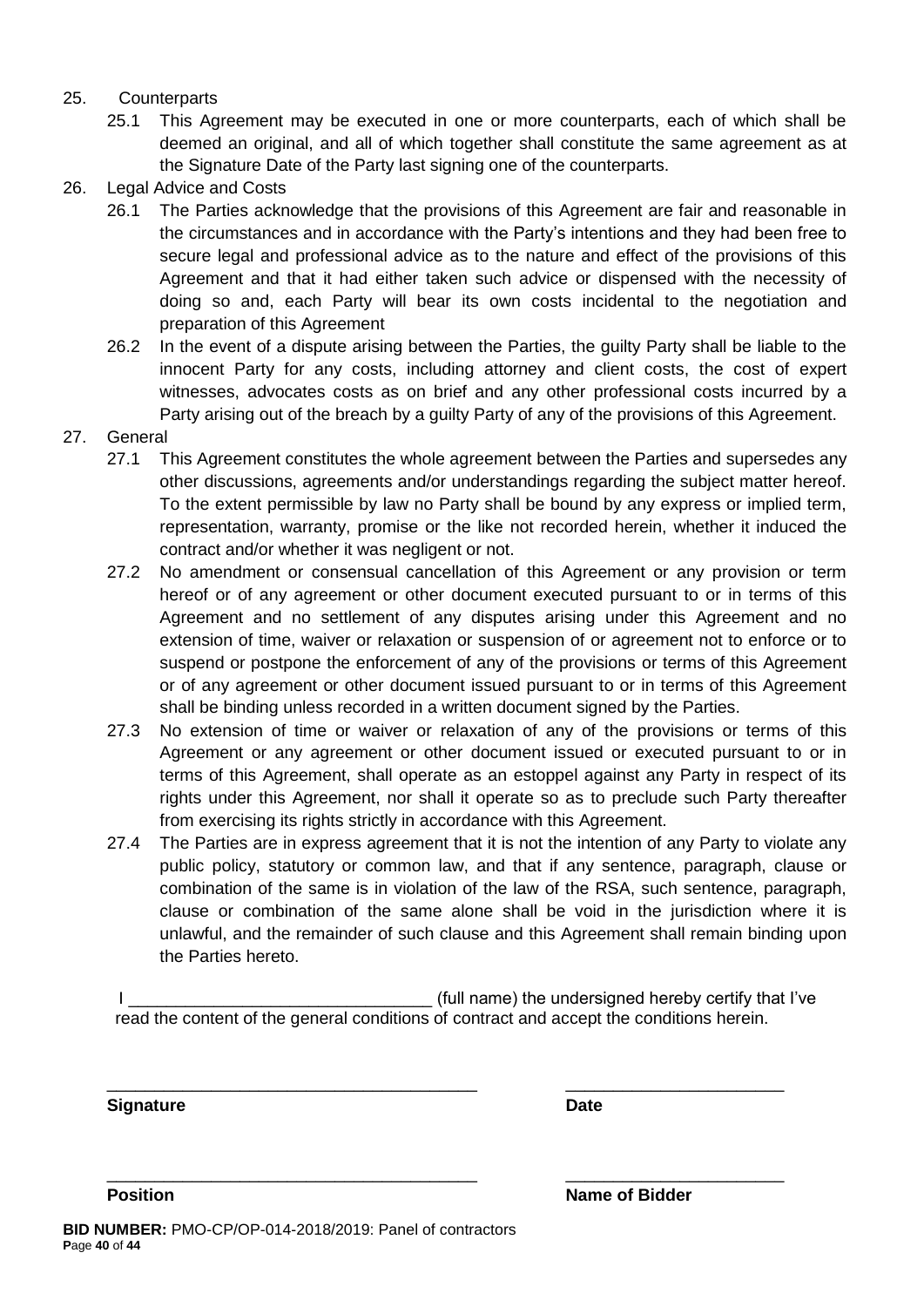25. Counterparts
    25.1 This Agreement may be executed in one or more counterparts, each of which shall be deemed an original, and all of which together shall constitute the same agreement as at the Signature Date of the Party last signing one of the counterparts.

26. Legal Advice and Costs
    26.1 The Parties acknowledge that the provisions of this Agreement are fair and reasonable in the circumstances and in accordance with the Party's intentions and they had been free to secure legal and professional advice as to the nature and effect of the provisions of this Agreement and that it had either taken such advice or dispensed with the necessity of doing so and, each Party will bear its own costs incidental to the negotiation and preparation of this Agreement
    26.2 In the event of a dispute arising between the Parties, the guilty Party shall be liable to the innocent Party for any costs, including attorney and client costs, the cost of expert witnesses, advocates costs as on brief and any other professional costs incurred by a Party arising out of the breach by a guilty Party of any of the provisions of this Agreement.

27. General
    27.1 This Agreement constitutes the whole agreement between the Parties and supersedes any other discussions, agreements and/or understandings regarding the subject matter hereof. To the extent permissible by law no Party shall be bound by any express or implied term, representation, warranty, promise or the like not recorded herein, whether it induced the contract and/or whether it was negligent or not.
    27.2 No amendment or consensual cancellation of this Agreement or any provision or term hereof or of any agreement or other document executed pursuant to or in terms of this Agreement and no settlement of any disputes arising under this Agreement and no extension of time, waiver or relaxation or suspension of or agreement not to enforce or to suspend or postpone the enforcement of any of the provisions or terms of this Agreement or of any agreement or other document issued pursuant to or in terms of this Agreement shall be binding unless recorded in a written document signed by the Parties.
    27.3 No extension of time or waiver or relaxation of any of the provisions or terms of this Agreement or any agreement or other document issued or executed pursuant to or in terms of this Agreement, shall operate as an estoppel against any Party in respect of its rights under this Agreement, nor shall it operate so as to preclude such Party thereafter from exercising its rights strictly in accordance with this Agreement.
    27.4 The Parties are in express agreement that it is not the intention of any Party to violate any public policy, statutory or common law, and that if any sentence, paragraph, clause or combination of the same is in violation of the law of the RSA, such sentence, paragraph, clause or combination of the same alone shall be void in the jurisdiction where it is unlawful, and the remainder of such clause and this Agreement shall remain binding upon the Parties hereto.

I ________________________________ (full name) the undersigned hereby certify that I've read the content of the general conditions of contract and accept the conditions herein.

________________________________________ ________________________

**Signature** **Date**

________________________________________ ________________________

**Position** **Name of Bidder**

**BID NUMBER:** PMO-CP/OP-014-2018/2019: Panel of contractors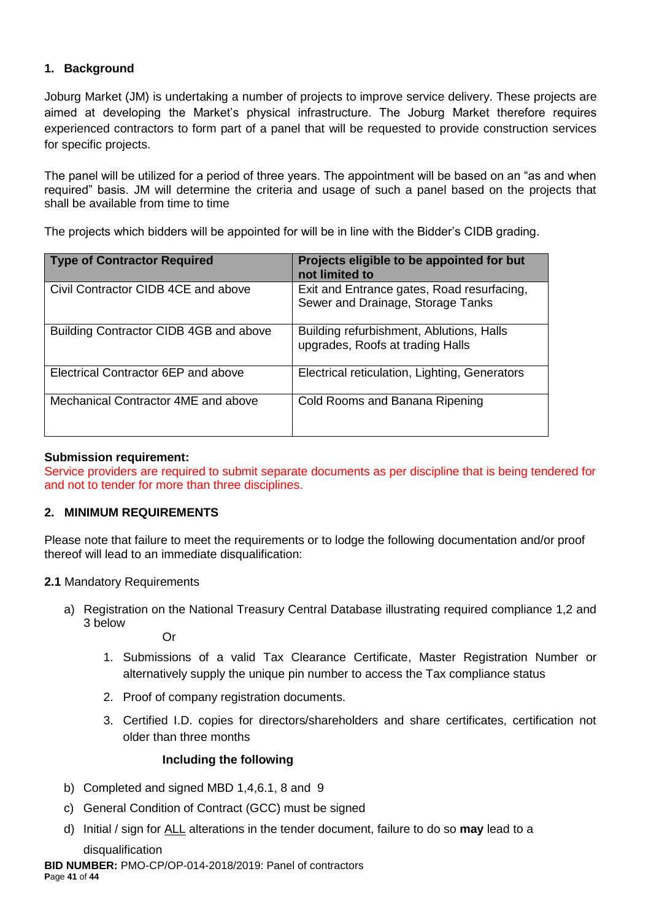## 1. Background

Joburg Market (JM) is undertaking a number of projects to improve service delivery. These projects are aimed at developing the Market's physical infrastructure. The Joburg Market therefore requires experienced contractors to form part of a panel that will be requested to provide construction services for specific projects.

The panel will be utilized for a period of three years. The appointment will be based on an "as and when required" basis. JM will determine the criteria and usage of such a panel based on the projects that shall be available from time to time

The projects which bidders will be appointed for will be in line with the Bidder's CIDB grading.

| Type of Contractor Required | Projects eligible to be appointed for but not limited to |
|---|---|
| Civil Contractor CIDB 4CE and above | Exit and Entrance gates, Road resurfacing, Sewer and Drainage, Storage Tanks |
| Building Contractor CIDB 4GB and above | Building refurbishment, Ablutions, Halls upgrades, Roofs at trading Halls |
| Electrical Contractor 6EP and above | Electrical reticulation, Lighting, Generators |
| Mechanical Contractor 4ME and above | Cold Rooms and Banana Ripening |

**Submission requirement:**
Service providers are required to submit separate documents as per discipline that is being tendered for and not to tender for more than three disciplines.

## 2. MINIMUM REQUIREMENTS

Please note that failure to meet the requirements or to lodge the following documentation and/or proof thereof will lead to an immediate disqualification:

**2.1** Mandatory Requirements

a) Registration on the National Treasury Central Database illustrating required compliance 1,2 and 3 below

Or

1. Submissions of a valid Tax Clearance Certificate, Master Registration Number or alternatively supply the unique pin number to access the Tax compliance status
2. Proof of company registration documents.
3. Certified I.D. copies for directors/shareholders and share certificates, certification not older than three months

**Including the following**

b) Completed and signed MBD 1,4,6.1, 8 and 9

c) General Condition of Contract (GCC) must be signed

d) Initial / sign for ALL alterations in the tender document, failure to do so **may** lead to a disqualification

**BID NUMBER:** PMO-CP/OP-014-2018/2019: Panel of contractors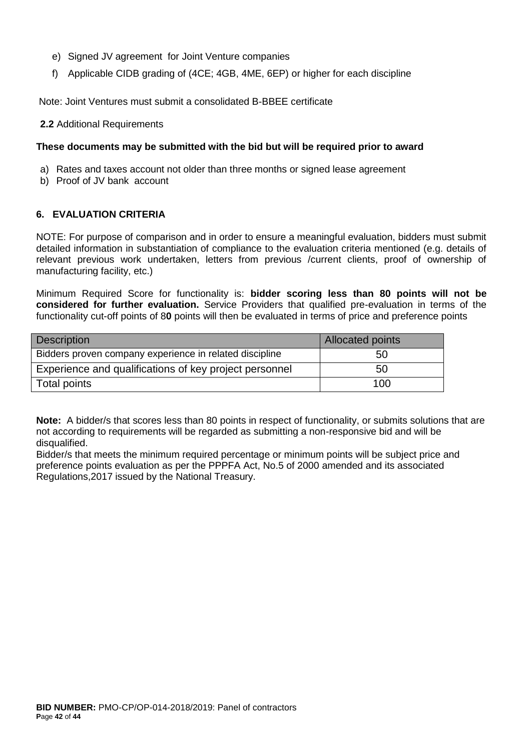e) Signed JV agreement for Joint Venture companies

f) Applicable CIDB grading of (4CE; 4GB, 4ME, 6EP) or higher for each discipline

Note: Joint Ventures must submit a consolidated B-BBEE certificate

**2.2** Additional Requirements

**These documents may be submitted with the bid but will be required prior to award**

a) Rates and taxes account not older than three months or signed lease agreement
b) Proof of JV bank account

## 6. EVALUATION CRITERIA

NOTE: For purpose of comparison and in order to ensure a meaningful evaluation, bidders must submit detailed information in substantiation of compliance to the evaluation criteria mentioned (e.g. details of relevant previous work undertaken, letters from previous /current clients, proof of ownership of manufacturing facility, etc.)

Minimum Required Score for functionality is: **bidder scoring less than 80 points will not be considered for further evaluation.** Service Providers that qualified pre-evaluation in terms of the functionality cut-off points of 8**0** points will then be evaluated in terms of price and preference points

| Description | Allocated points |
|---|---|
| Bidders proven company experience in related discipline | 50 |
| Experience and qualifications of key project personnel | 50 |
| Total points | 100 |

**Note:** A bidder/s that scores less than 80 points in respect of functionality, or submits solutions that are not according to requirements will be regarded as submitting a non-responsive bid and will be disqualified.
Bidder/s that meets the minimum required percentage or minimum points will be subject price and preference points evaluation as per the PPPFA Act, No.5 of 2000 amended and its associated Regulations,2017 issued by the National Treasury.

**BID NUMBER:** PMO-CP/OP-014-2018/2019: Panel of contractors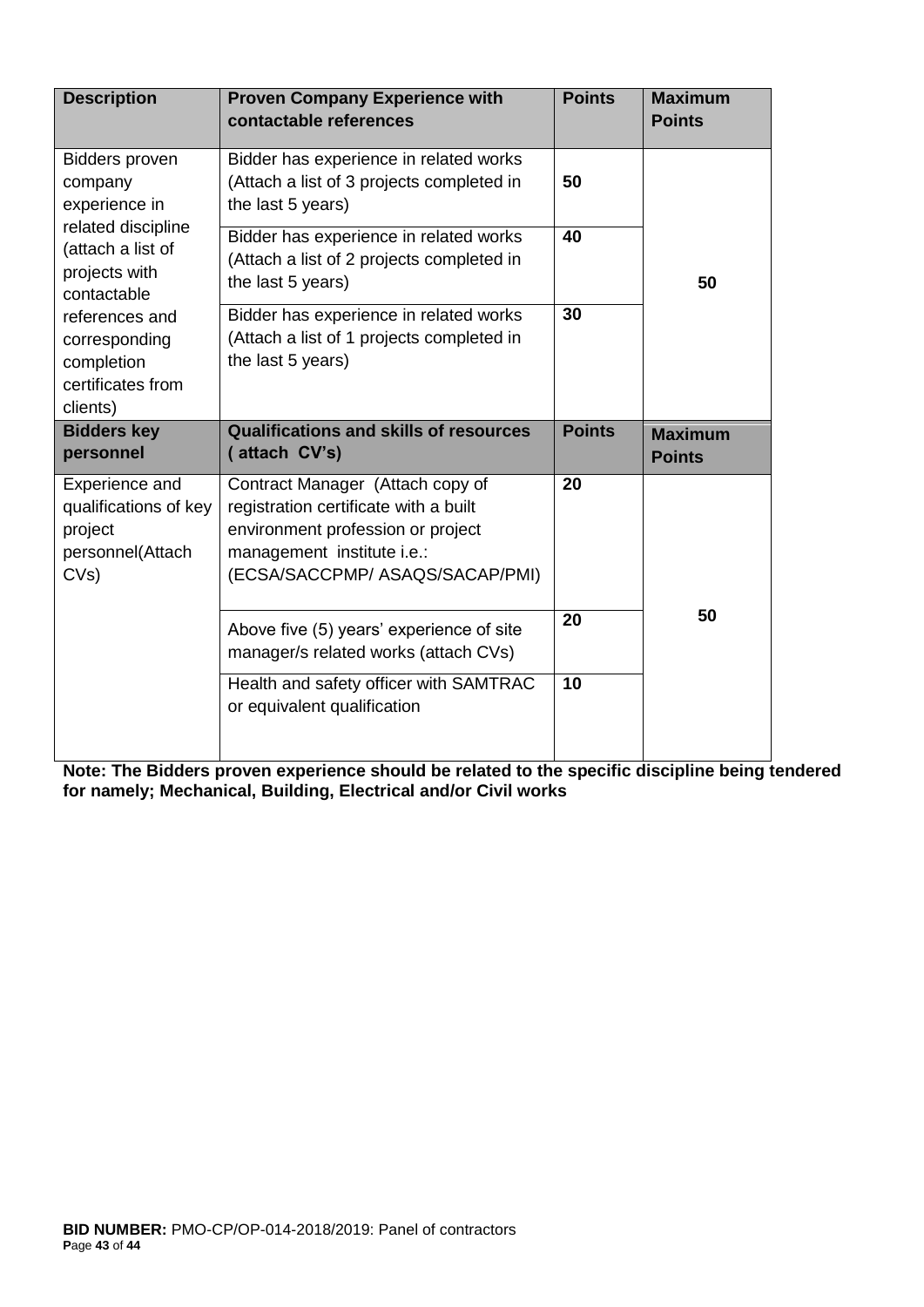| **Description** | **Proven Company Experience with contactable references** | **Points** | **Maximum Points** |
|---|---|---|---|
| Bidders proven company experience in related discipline (attach a list of projects with contactable references and corresponding completion certificates from clients) | Bidder has experience in related works (Attach a list of 3 projects completed in the last 5 years) | **50** | **50** |
| | Bidder has experience in related works (Attach a list of 2 projects completed in the last 5 years) | **40** | |
| | Bidder has experience in related works (Attach a list of 1 projects completed in the last 5 years) | **30** | |
| **Bidders key personnel** | **Qualifications and skills of resources ( attach CV's)** | **Points** | **Maximum Points** |
| Experience and qualifications of key project personnel(Attach CVs) | Contract Manager (Attach copy of registration certificate with a built environment profession or project management institute i.e.: (ECSA/SACCPMP/ ASAQS/SACAP/PMI) | **20** | **50** |
| | Above five (5) years' experience of site manager/s related works (attach CVs) | **20** | |
| | Health and safety officer with SAMTRAC or equivalent qualification | **10** | |

**Note: The Bidders proven experience should be related to the specific discipline being tendered for namely; Mechanical, Building, Electrical and/or Civil works**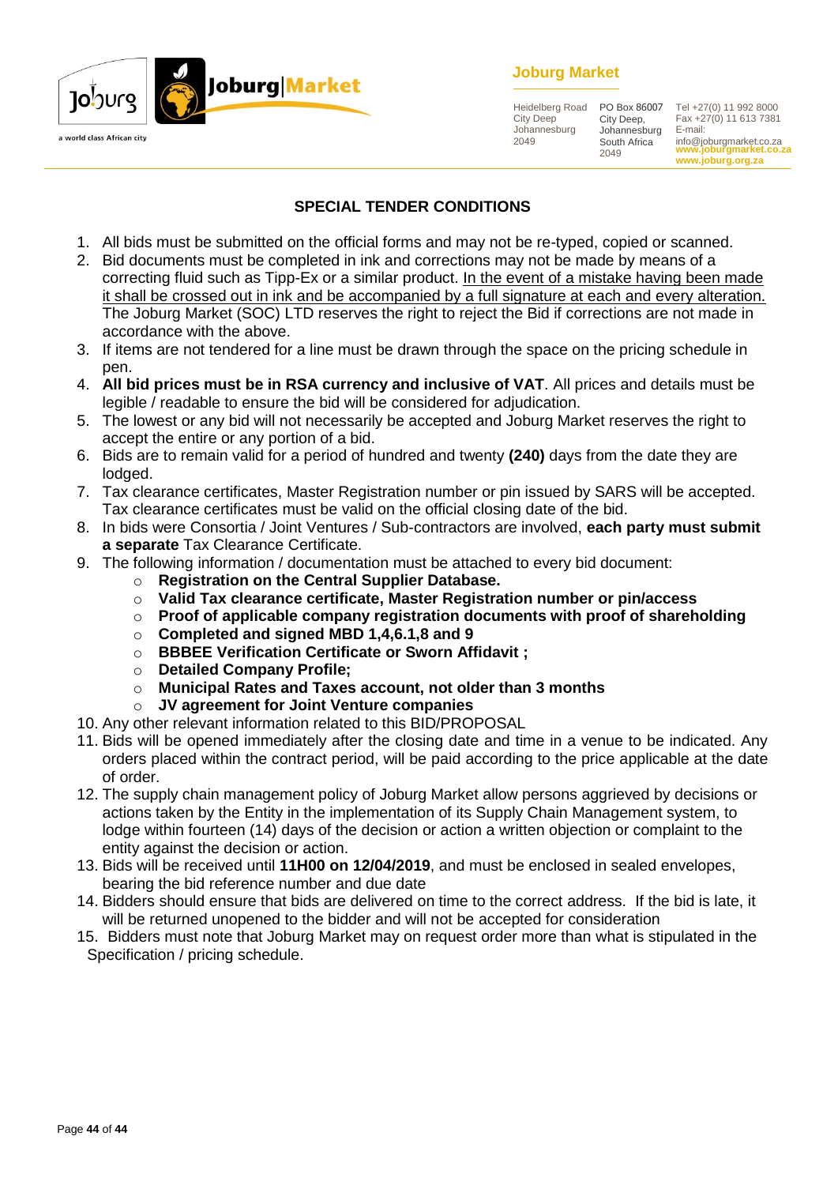**Joburg Market**

Heidelberg Road
City Deep
Johannesburg
2049

PO Box 86007
City Deep,
Johannesburg
South Africa
2049

Tel +27(0) 11 992 8000
Fax +27(0) 11 613 7381
E-mail:
info@joburgmarket.co.za
www.joburgmarket.co.za
www.joburg.org.za

## SPECIAL TENDER CONDITIONS

1. All bids must be submitted on the official forms and may not be re-typed, copied or scanned.
2. Bid documents must be completed in ink and corrections may not be made by means of a correcting fluid such as Tipp-Ex or a similar product. <u>In the event of a mistake having been made it shall be crossed out in ink and be accompanied by a full signature at each and every alteration.</u> The Joburg Market (SOC) LTD reserves the right to reject the Bid if corrections are not made in accordance with the above.
3. If items are not tendered for a line must be drawn through the space on the pricing schedule in pen.
4. **All bid prices must be in RSA currency and inclusive of VAT**. All prices and details must be legible / readable to ensure the bid will be considered for adjudication.
5. The lowest or any bid will not necessarily be accepted and Joburg Market reserves the right to accept the entire or any portion of a bid.
6. Bids are to remain valid for a period of hundred and twenty **(240)** days from the date they are lodged.
7. Tax clearance certificates, Master Registration number or pin issued by SARS will be accepted. Tax clearance certificates must be valid on the official closing date of the bid.
8. In bids were Consortia / Joint Ventures / Sub-contractors are involved, **each party must submit a separate** Tax Clearance Certificate.
9. The following information / documentation must be attached to every bid document:
   - **Registration on the Central Supplier Database.**
   - **Valid Tax clearance certificate, Master Registration number or pin/access**
   - **Proof of applicable company registration documents with proof of shareholding**
   - **Completed and signed MBD 1,4,6.1,8 and 9**
   - **BBBEE Verification Certificate or Sworn Affidavit ;**
   - **Detailed Company Profile;**
   - **Municipal Rates and Taxes account, not older than 3 months**
   - **JV agreement for Joint Venture companies**
10. Any other relevant information related to this BID/PROPOSAL
11. Bids will be opened immediately after the closing date and time in a venue to be indicated. Any orders placed within the contract period, will be paid according to the price applicable at the date of order.
12. The supply chain management policy of Joburg Market allow persons aggrieved by decisions or actions taken by the Entity in the implementation of its Supply Chain Management system, to lodge within fourteen (14) days of the decision or action a written objection or complaint to the entity against the decision or action.
13. Bids will be received until **11H00 on 12/04/2019**, and must be enclosed in sealed envelopes, bearing the bid reference number and due date
14. Bidders should ensure that bids are delivered on time to the correct address. If the bid is late, it will be returned unopened to the bidder and will not be accepted for consideration
15. Bidders must note that Joburg Market may on request order more than what is stipulated in the Specification / pricing schedule.